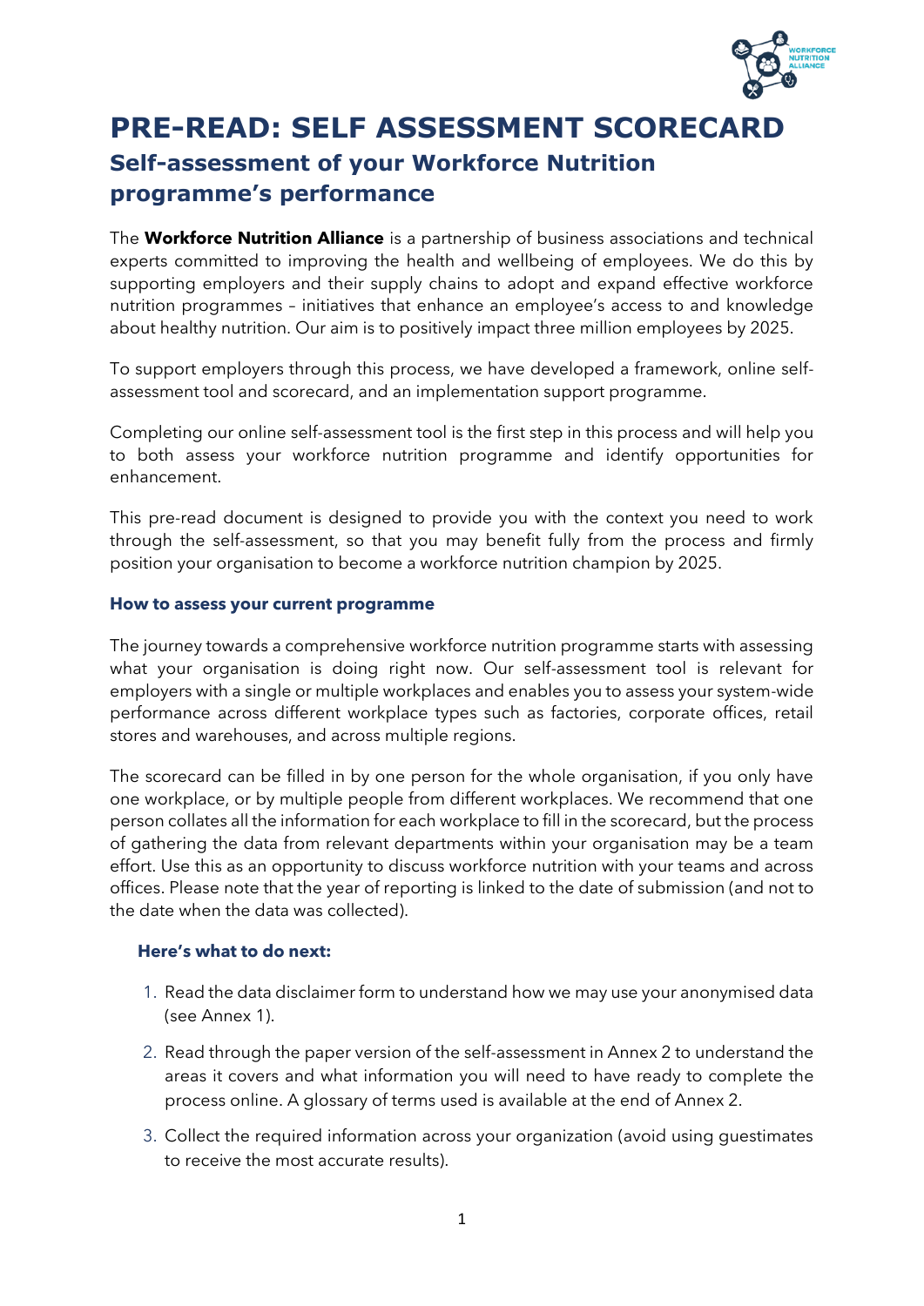# PRE-READ: SELF ASSESSMENT SCORECARD

## Self-assessment of your Workforce Nutrition programme's performance

The **Workforce Nutrition Alliance** is a partnership of business associations and technical experts committed to improving the health and wellbeing of employees. We do this by supporting employers and their supply chains to adopt and expand effective workforce nutrition programmes – initiatives that enhance an employee's access to and knowledge about healthy nutrition. Our aim is to positively impact three million employees by 2025.

To support employers through this process, we have developed a framework, online self-assessment tool and scorecard, and an implementation support programme.

Completing our online self-assessment tool is the first step in this process and will help you to both assess your workforce nutrition programme and identify opportunities for enhancement.

This pre-read document is designed to provide you with the context you need to work through the self-assessment, so that you may benefit fully from the process and firmly position your organisation to become a workforce nutrition champion by 2025.

### How to assess your current programme

The journey towards a comprehensive workforce nutrition programme starts with assessing what your organisation is doing right now. Our self-assessment tool is relevant for employers with a single or multiple workplaces and enables you to assess your system-wide performance across different workplace types such as factories, corporate offices, retail stores and warehouses, and across multiple regions.

The scorecard can be filled in by one person for the whole organisation, if you only have one workplace, or by multiple people from different workplaces. We recommend that one person collates all the information for each workplace to fill in the scorecard, but the process of gathering the data from relevant departments within your organisation may be a team effort. Use this as an opportunity to discuss workforce nutrition with your teams and across offices. Please note that the year of reporting is linked to the date of submission (and not to the date when the data was collected).

#### Here's what to do next:

1. Read the data disclaimer form to understand how we may use your anonymised data (see Annex 1).
2. Read through the paper version of the self-assessment in Annex 2 to understand the areas it covers and what information you will need to have ready to complete the process online. A glossary of terms used is available at the end of Annex 2.
3. Collect the required information across your organization (avoid using guestimates to receive the most accurate results).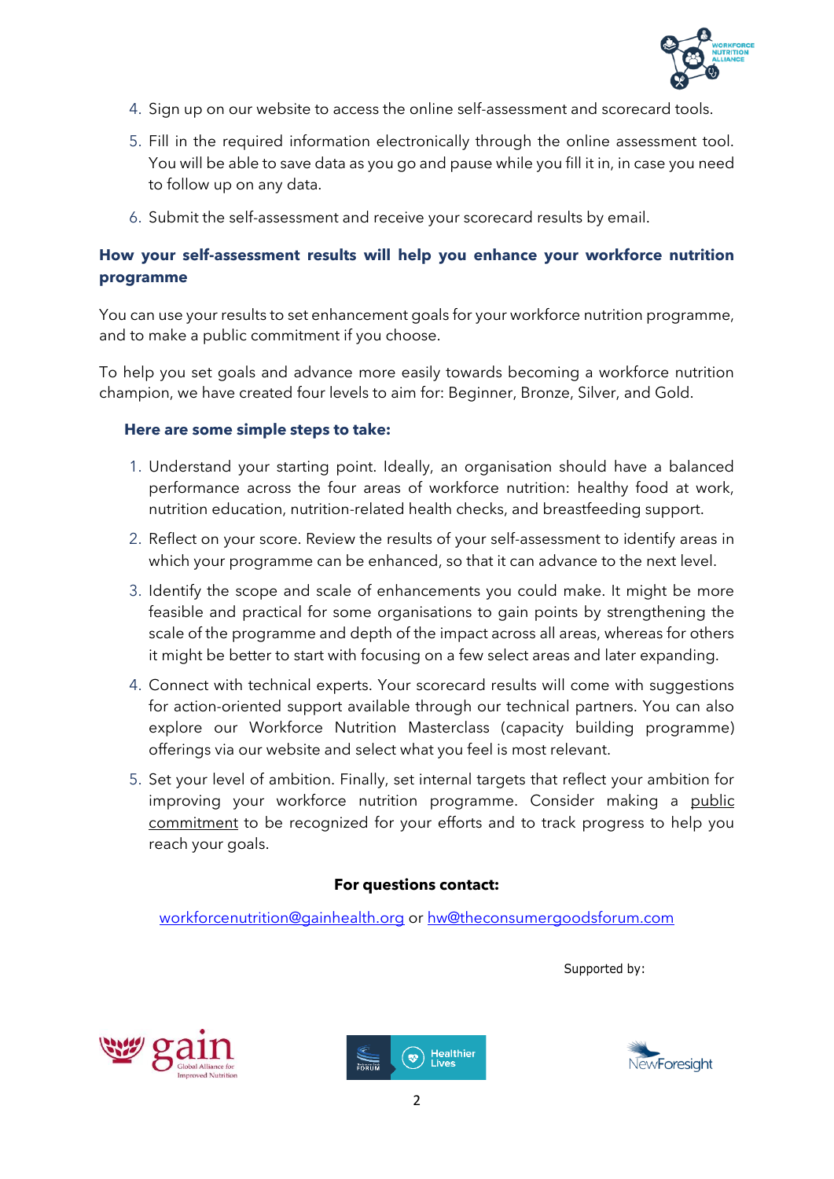4. Sign up on our website to access the online self-assessment and scorecard tools.
5. Fill in the required information electronically through the online assessment tool. You will be able to save data as you go and pause while you fill it in, in case you need to follow up on any data.
6. Submit the self-assessment and receive your scorecard results by email.

### How your self-assessment results will help you enhance your workforce nutrition programme

You can use your results to set enhancement goals for your workforce nutrition programme, and to make a public commitment if you choose.

To help you set goals and advance more easily towards becoming a workforce nutrition champion, we have created four levels to aim for: Beginner, Bronze, Silver, and Gold.

#### Here are some simple steps to take:

1. Understand your starting point. Ideally, an organisation should have a balanced performance across the four areas of workforce nutrition: healthy food at work, nutrition education, nutrition-related health checks, and breastfeeding support.
2. Reflect on your score. Review the results of your self-assessment to identify areas in which your programme can be enhanced, so that it can advance to the next level.
3. Identify the scope and scale of enhancements you could make. It might be more feasible and practical for some organisations to gain points by strengthening the scale of the programme and depth of the impact across all areas, whereas for others it might be better to start with focusing on a few select areas and later expanding.
4. Connect with technical experts. Your scorecard results will come with suggestions for action-oriented support available through our technical partners. You can also explore our Workforce Nutrition Masterclass (capacity building programme) offerings via our website and select what you feel is most relevant.
5. Set your level of ambition. Finally, set internal targets that reflect your ambition for improving your workforce nutrition programme. Consider making a public commitment to be recognized for your efforts and to track progress to help you reach your goals.

**For questions contact:**

workforcenutrition@gainhealth.org or hw@theconsumergoodsforum.com

Supported by: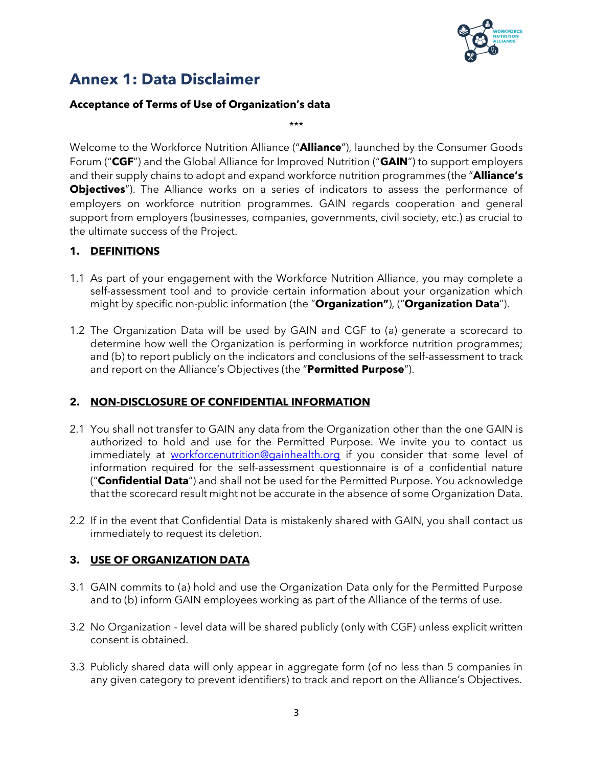# Annex 1: Data Disclaimer

**Acceptance of Terms of Use of Organization's data**

\*\*\*

Welcome to the Workforce Nutrition Alliance ("**Alliance**"), launched by the Consumer Goods Forum ("**CGF**") and the Global Alliance for Improved Nutrition ("**GAIN**") to support employers and their supply chains to adopt and expand workforce nutrition programmes (the "**Alliance's Objectives**"). The Alliance works on a series of indicators to assess the performance of employers on workforce nutrition programmes. GAIN regards cooperation and general support from employers (businesses, companies, governments, civil society, etc.) as crucial to the ultimate success of the Project.

## 1. DEFINITIONS

1.1 As part of your engagement with the Workforce Nutrition Alliance, you may complete a self-assessment tool and to provide certain information about your organization which might by specific non-public information (the "**Organization"**), ("**Organization Data**").

1.2 The Organization Data will be used by GAIN and CGF to (a) generate a scorecard to determine how well the Organization is performing in workforce nutrition programmes; and (b) to report publicly on the indicators and conclusions of the self-assessment to track and report on the Alliance's Objectives (the "**Permitted Purpose**").

## 2. NON-DISCLOSURE OF CONFIDENTIAL INFORMATION

2.1 You shall not transfer to GAIN any data from the Organization other than the one GAIN is authorized to hold and use for the Permitted Purpose. We invite you to contact us immediately at [workforcenutrition@gainhealth.org](mailto:workforcenutrition@gainhealth.org) if you consider that some level of information required for the self-assessment questionnaire is of a confidential nature ("**Confidential Data**") and shall not be used for the Permitted Purpose. You acknowledge that the scorecard result might not be accurate in the absence of some Organization Data.

2.2 If in the event that Confidential Data is mistakenly shared with GAIN, you shall contact us immediately to request its deletion.

## 3. USE OF ORGANIZATION DATA

3.1 GAIN commits to (a) hold and use the Organization Data only for the Permitted Purpose and to (b) inform GAIN employees working as part of the Alliance of the terms of use.

3.2 No Organization - level data will be shared publicly (only with CGF) unless explicit written consent is obtained.

3.3 Publicly shared data will only appear in aggregate form (of no less than 5 companies in any given category to prevent identifiers) to track and report on the Alliance's Objectives.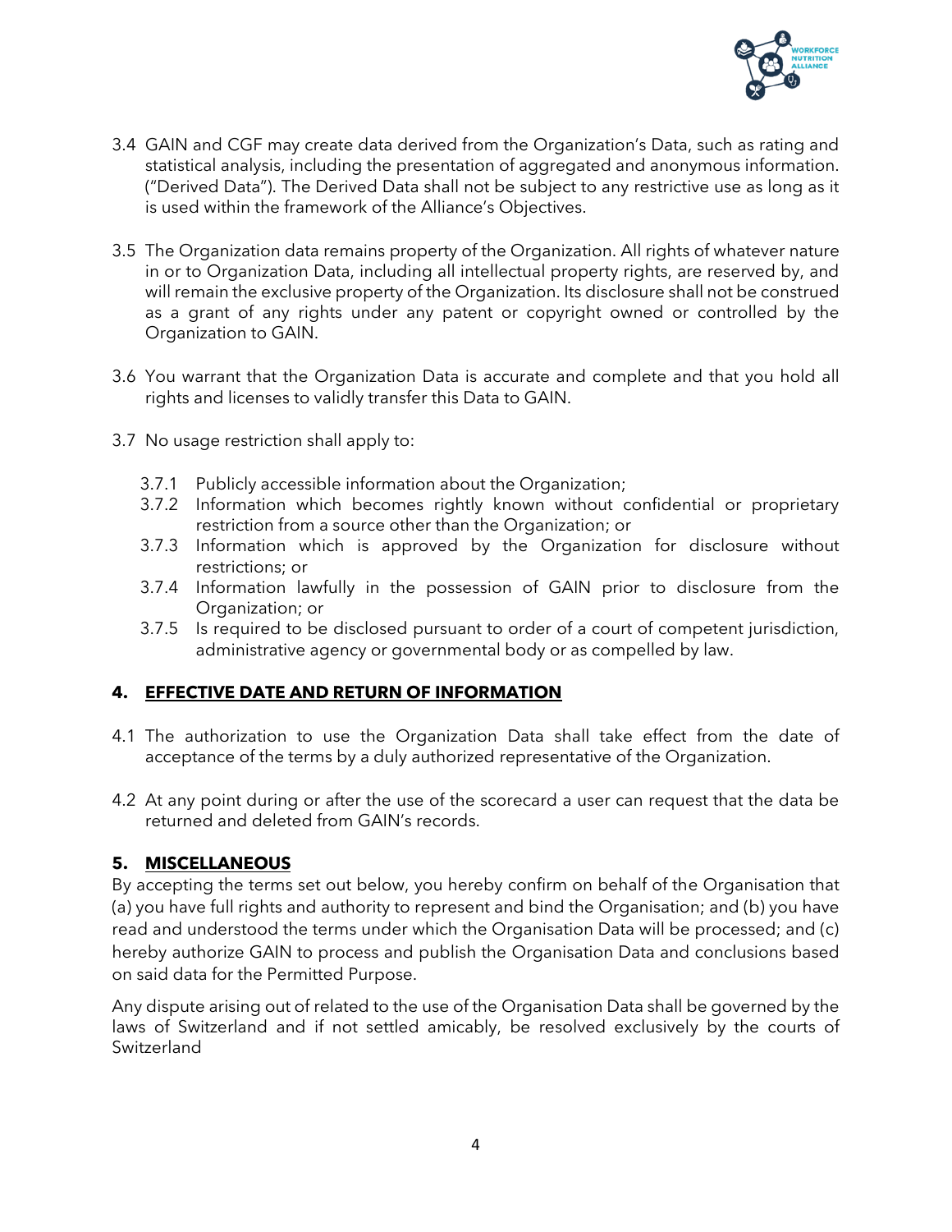3.4 GAIN and CGF may create data derived from the Organization's Data, such as rating and statistical analysis, including the presentation of aggregated and anonymous information. ("Derived Data"). The Derived Data shall not be subject to any restrictive use as long as it is used within the framework of the Alliance's Objectives.

3.5 The Organization data remains property of the Organization. All rights of whatever nature in or to Organization Data, including all intellectual property rights, are reserved by, and will remain the exclusive property of the Organization. Its disclosure shall not be construed as a grant of any rights under any patent or copyright owned or controlled by the Organization to GAIN.

3.6 You warrant that the Organization Data is accurate and complete and that you hold all rights and licenses to validly transfer this Data to GAIN.

3.7 No usage restriction shall apply to:

- 3.7.1 Publicly accessible information about the Organization;
- 3.7.2 Information which becomes rightly known without confidential or proprietary restriction from a source other than the Organization; or
- 3.7.3 Information which is approved by the Organization for disclosure without restrictions; or
- 3.7.4 Information lawfully in the possession of GAIN prior to disclosure from the Organization; or
- 3.7.5 Is required to be disclosed pursuant to order of a court of competent jurisdiction, administrative agency or governmental body or as compelled by law.

## 4. EFFECTIVE DATE AND RETURN OF INFORMATION

4.1 The authorization to use the Organization Data shall take effect from the date of acceptance of the terms by a duly authorized representative of the Organization.

4.2 At any point during or after the use of the scorecard a user can request that the data be returned and deleted from GAIN's records.

## 5. MISCELLANEOUS

By accepting the terms set out below, you hereby confirm on behalf of the Organisation that (a) you have full rights and authority to represent and bind the Organisation; and (b) you have read and understood the terms under which the Organisation Data will be processed; and (c) hereby authorize GAIN to process and publish the Organisation Data and conclusions based on said data for the Permitted Purpose.

Any dispute arising out of related to the use of the Organisation Data shall be governed by the laws of Switzerland and if not settled amicably, be resolved exclusively by the courts of Switzerland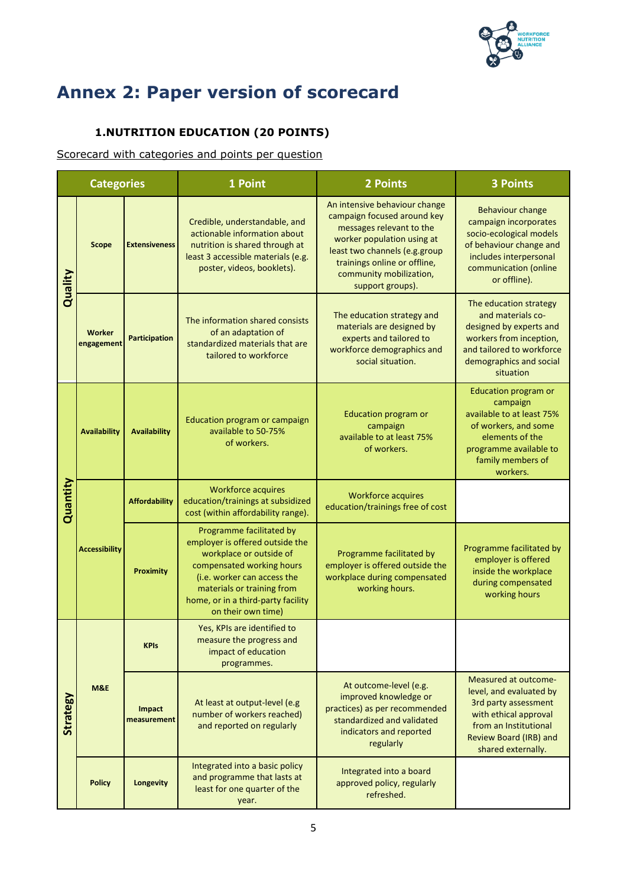# Annex 2: Paper version of scorecard

### 1. NUTRITION EDUCATION (20 POINTS)

Scorecard with categories and points per question

| Categories | | | 1 Point | 2 Points | 3 Points |
|---|---|---|---|---|---|
| Quality | Scope | Extensiveness | Credible, understandable, and actionable information about nutrition is shared through at least 3 accessible materials (e.g. poster, videos, booklets). | An intensive behaviour change campaign focused around key messages relevant to the worker population using at least two channels (e.g.group trainings online or offline, community mobilization, support groups). | Behaviour change campaign incorporates socio-ecological models of behaviour change and includes interpersonal communication (online or offline). |
| | Worker engagement | Participation | The information shared consists of an adaptation of standardized materials that are tailored to workforce | The education strategy and materials are designed by experts and tailored to workforce demographics and social situation. | The education strategy and materials co-designed by experts and workers from inception, and tailored to workforce demographics and social situation |
| Quantity | Availability | Availability | Education program or campaign available to 50-75% of workers. | Education program or campaign available to at least 75% of workers. | Education program or campaign available to at least 75% of workers, and some elements of the programme available to family members of workers. |
| | Accessibility | Affordability | Workforce acquires education/trainings at subsidized cost (within affordability range). | Workforce acquires education/trainings free of cost | |
| | | Proximity | Programme facilitated by employer is offered outside the workplace or outside of compensated working hours (i.e. worker can access the materials or training from home, or in a third-party facility on their own time) | Programme facilitated by employer is offered outside the workplace during compensated working hours. | Programme facilitated by employer is offered inside the workplace during compensated working hours |
| Strategy | M&E | KPIs | Yes, KPIs are identified to measure the progress and impact of education programmes. | | |
| | | Impact measurement | At least at output-level (e.g number of workers reached) and reported on regularly | At outcome-level (e.g. improved knowledge or practices) as per recommended standardized and validated indicators and reported regularly | Measured at outcome-level, and evaluated by 3rd party assessment with ethical approval from an Institutional Review Board (IRB) and shared externally. |
| | Policy | Longevity | Integrated into a basic policy and programme that lasts at least for one quarter of the year. | Integrated into a board approved policy, regularly refreshed. | |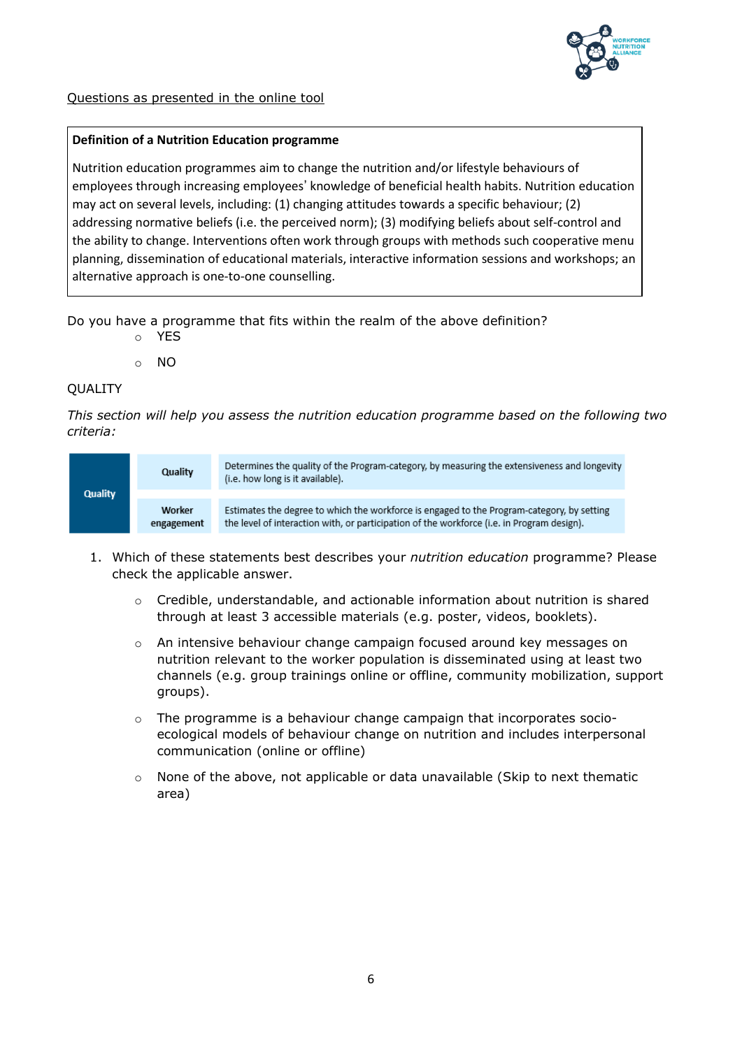Questions as presented in the online tool

**Definition of a Nutrition Education programme**

Nutrition education programmes aim to change the nutrition and/or lifestyle behaviours of employees through increasing employees' knowledge of beneficial health habits. Nutrition education may act on several levels, including: (1) changing attitudes towards a specific behaviour; (2) addressing normative beliefs (i.e. the perceived norm); (3) modifying beliefs about self-control and the ability to change. Interventions often work through groups with methods such cooperative menu planning, dissemination of educational materials, interactive information sessions and workshops; an alternative approach is one-to-one counselling.

Do you have a programme that fits within the realm of the above definition?

- YES
- NO

QUALITY

*This section will help you assess the nutrition education programme based on the following two criteria:*

| | | |
|---|---|---|
| **Quality** | **Quality** | Determines the quality of the Program-category, by measuring the extensiveness and longevity (i.e. how long is it available). |
| | **Worker engagement** | Estimates the degree to which the workforce is engaged to the Program-category, by setting the level of interaction with, or participation of the workforce (i.e. in Program design). |

1. Which of these statements best describes your *nutrition education* programme? Please check the applicable answer.
   - Credible, understandable, and actionable information about nutrition is shared through at least 3 accessible materials (e.g. poster, videos, booklets).
   - An intensive behaviour change campaign focused around key messages on nutrition relevant to the worker population is disseminated using at least two channels (e.g. group trainings online or offline, community mobilization, support groups).
   - The programme is a behaviour change campaign that incorporates socio-ecological models of behaviour change on nutrition and includes interpersonal communication (online or offline)
   - None of the above, not applicable or data unavailable (Skip to next thematic area)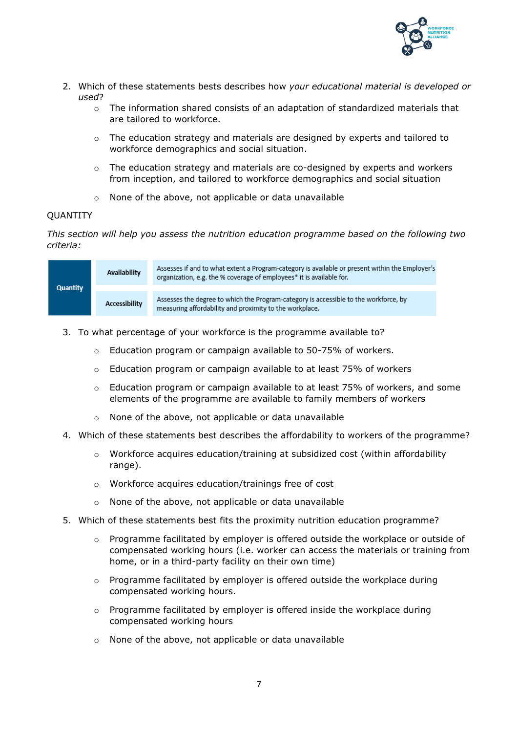2. Which of these statements bests describes how *your educational material is developed or used*?
    - The information shared consists of an adaptation of standardized materials that are tailored to workforce.
    - The education strategy and materials are designed by experts and tailored to workforce demographics and social situation.
    - The education strategy and materials are co-designed by experts and workers from inception, and tailored to workforce demographics and social situation
    - None of the above, not applicable or data unavailable

QUANTITY

*This section will help you assess the nutrition education programme based on the following two criteria:*

| | | |
|---|---|---|
| **Quantity** | **Availability** | Assesses if and to what extent a Program-category is available or present within the Employer's organization, e.g. the % coverage of employees* it is available for. |
| | **Accessibility** | Assesses the degree to which the Program-category is accessible to the workforce, by measuring affordability and proximity to the workplace. |

3. To what percentage of your workforce is the programme available to?
    - Education program or campaign available to 50-75% of workers.
    - Education program or campaign available to at least 75% of workers
    - Education program or campaign available to at least 75% of workers, and some elements of the programme are available to family members of workers
    - None of the above, not applicable or data unavailable
4. Which of these statements best describes the affordability to workers of the programme?
    - Workforce acquires education/training at subsidized cost (within affordability range).
    - Workforce acquires education/trainings free of cost
    - None of the above, not applicable or data unavailable
5. Which of these statements best fits the proximity nutrition education programme?
    - Programme facilitated by employer is offered outside the workplace or outside of compensated working hours (i.e. worker can access the materials or training from home, or in a third-party facility on their own time)
    - Programme facilitated by employer is offered outside the workplace during compensated working hours.
    - Programme facilitated by employer is offered inside the workplace during compensated working hours
    - None of the above, not applicable or data unavailable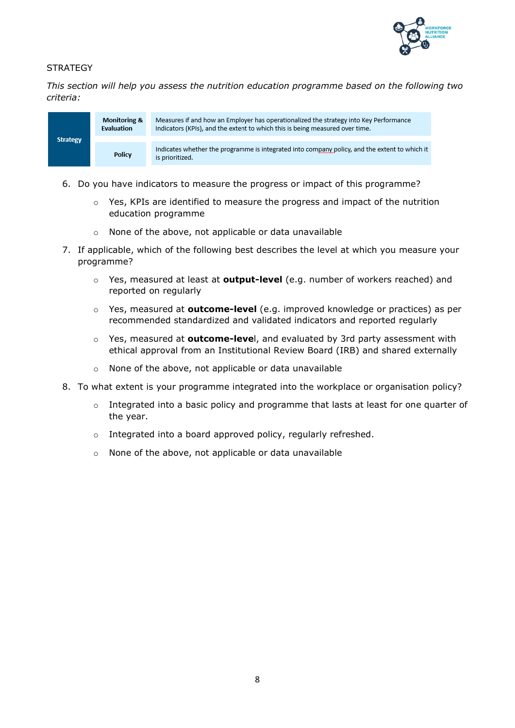STRATEGY

*This section will help you assess the nutrition education programme based on the following two criteria:*

| | | |
|---|---|---|
| **Strategy** | **Monitoring & Evaluation** | Measures if and how an Employer has operationalized the strategy into Key Performance Indicators (KPIs), and the extent to which this is being measured over time. |
| | **Policy** | Indicates whether the programme is integrated into company policy, and the extent to which it is prioritized. |

6. Do you have indicators to measure the progress or impact of this programme?
   - Yes, KPIs are identified to measure the progress and impact of the nutrition education programme
   - None of the above, not applicable or data unavailable
7. If applicable, which of the following best describes the level at which you measure your programme?
   - Yes, measured at least at **output-level** (e.g. number of workers reached) and reported on regularly
   - Yes, measured at **outcome-level** (e.g. improved knowledge or practices) as per recommended standardized and validated indicators and reported regularly
   - Yes, measured at **outcome-level**, and evaluated by 3rd party assessment with ethical approval from an Institutional Review Board (IRB) and shared externally
   - None of the above, not applicable or data unavailable
8. To what extent is your programme integrated into the workplace or organisation policy?
   - Integrated into a basic policy and programme that lasts at least for one quarter of the year.
   - Integrated into a board approved policy, regularly refreshed.
   - None of the above, not applicable or data unavailable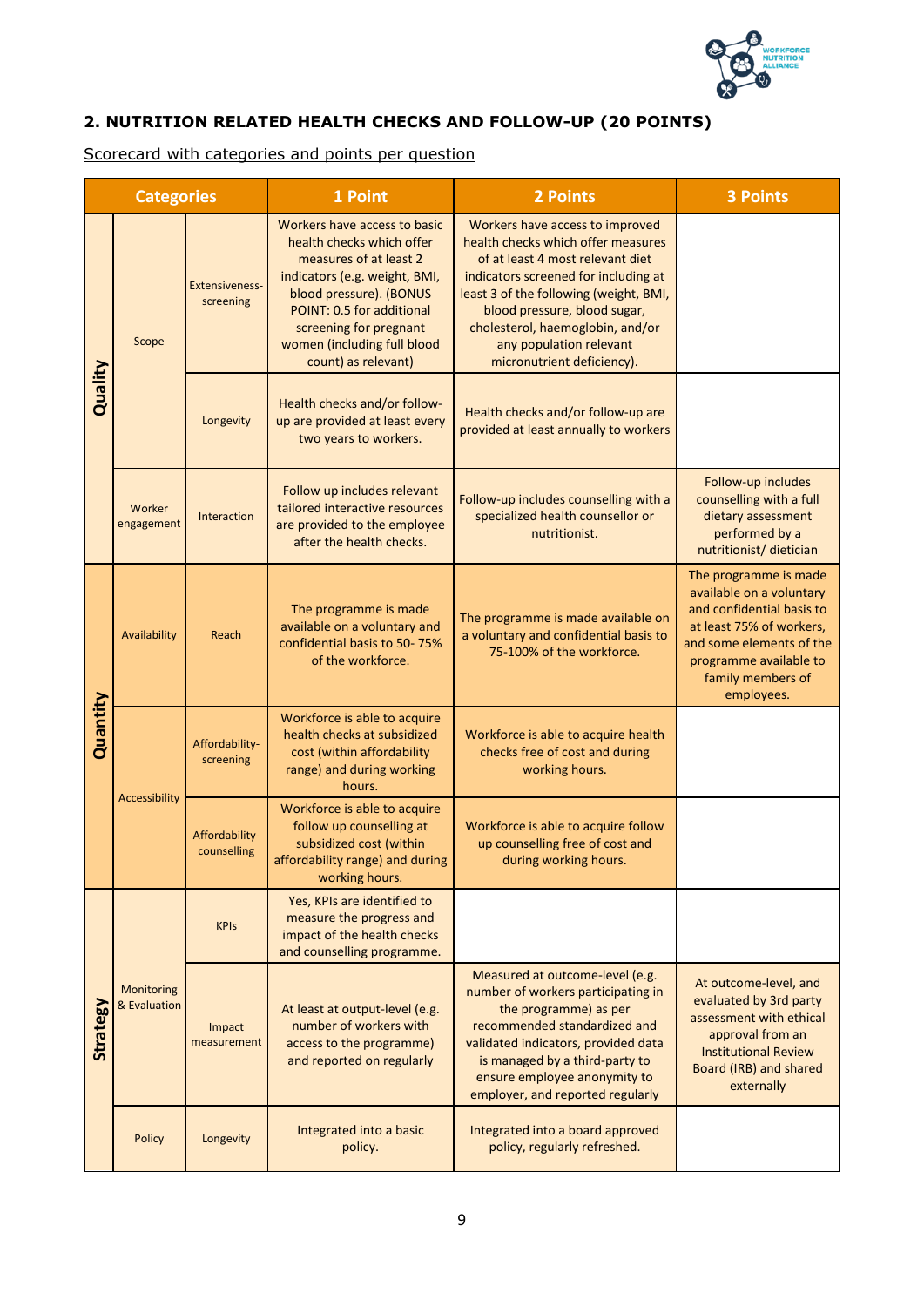## 2. NUTRITION RELATED HEALTH CHECKS AND FOLLOW-UP (20 POINTS)

Scorecard with categories and points per question

| Categories | | | 1 Point | 2 Points | 3 Points |
|---|---|---|---|---|---|
| Quality | Scope | Extensiveness-screening | Workers have access to basic health checks which offer measures of at least 2 indicators (e.g. weight, BMI, blood pressure). (BONUS POINT: 0.5 for additional screening for pregnant women (including full blood count) as relevant) | Workers have access to improved health checks which offer measures of at least 4 most relevant diet indicators screened for including at least 3 of the following (weight, BMI, blood pressure, blood sugar, cholesterol, haemoglobin, and/or any population relevant micronutrient deficiency). | |
| | | Longevity | Health checks and/or follow-up are provided at least every two years to workers. | Health checks and/or follow-up are provided at least annually to workers | |
| | Worker engagement | Interaction | Follow up includes relevant tailored interactive resources are provided to the employee after the health checks. | Follow-up includes counselling with a specialized health counsellor or nutritionist. | Follow-up includes counselling with a full dietary assessment performed by a nutritionist/ dietician |
| Quantity | Availability | Reach | The programme is made available on a voluntary and confidential basis to 50- 75% of the workforce. | The programme is made available on a voluntary and confidential basis to 75-100% of the workforce. | The programme is made available on a voluntary and confidential basis to at least 75% of workers, and some elements of the programme available to family members of employees. |
| | Accessibility | Affordability-screening | Workforce is able to acquire health checks at subsidized cost (within affordability range) and during working hours. | Workforce is able to acquire health checks free of cost and during working hours. | |
| | | Affordability-counselling | Workforce is able to acquire follow up counselling at subsidized cost (within affordability range) and during working hours. | Workforce is able to acquire follow up counselling free of cost and during working hours. | |
| Strategy | Monitoring & Evaluation | KPIs | Yes, KPIs are identified to measure the progress and impact of the health checks and counselling programme. | | |
| | | Impact measurement | At least at output-level (e.g. number of workers with access to the programme) and reported on regularly | Measured at outcome-level (e.g. number of workers participating in the programme) as per recommended standardized and validated indicators, provided data is managed by a third-party to ensure employee anonymity to employer, and reported regularly | At outcome-level, and evaluated by 3rd party assessment with ethical approval from an Institutional Review Board (IRB) and shared externally |
| | Policy | Longevity | Integrated into a basic policy. | Integrated into a board approved policy, regularly refreshed. | |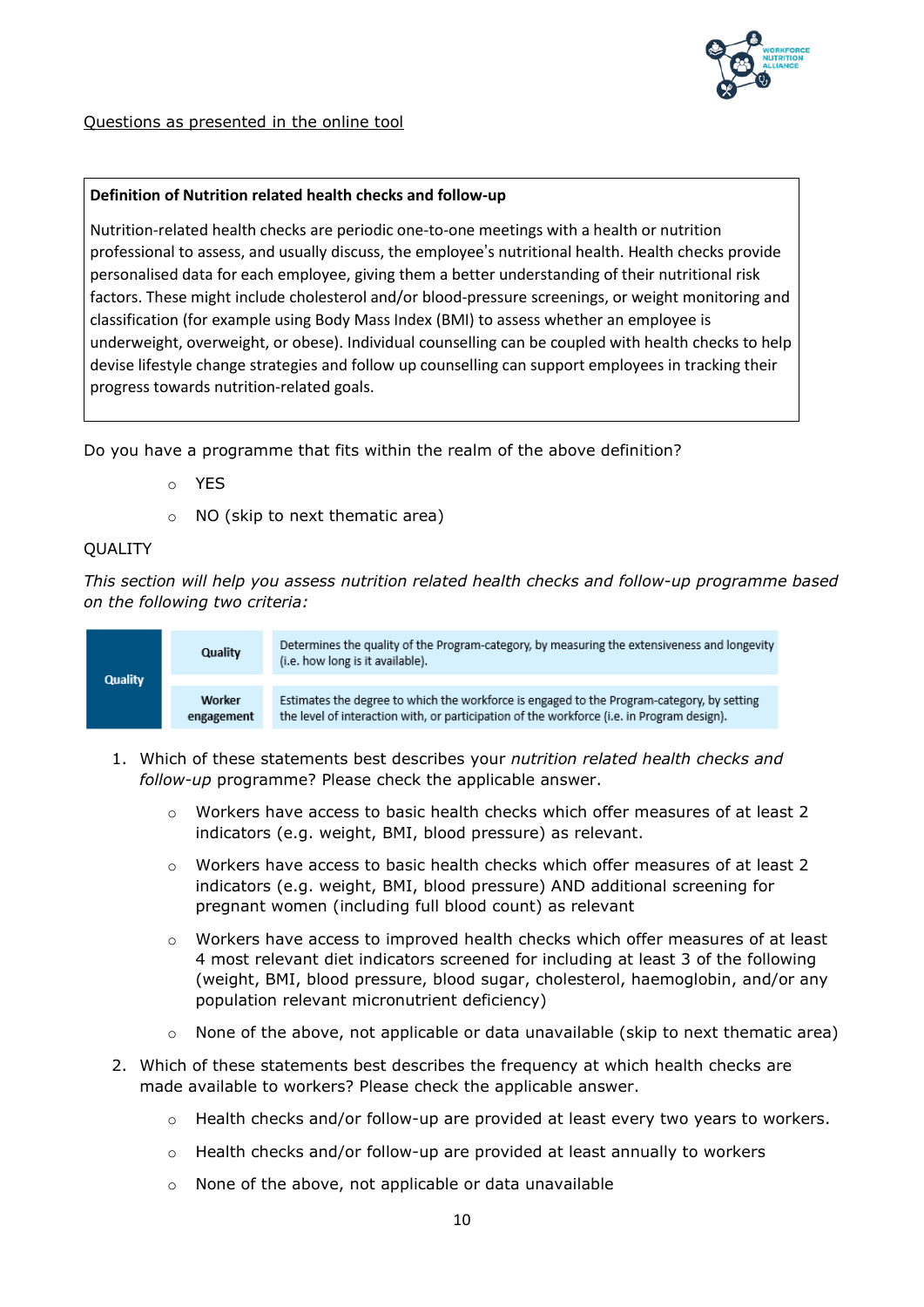Questions as presented in the online tool

| **Definition of Nutrition related health checks and follow-up** |
|---|
| Nutrition-related health checks are periodic one-to-one meetings with a health or nutrition professional to assess, and usually discuss, the employee's nutritional health. Health checks provide personalised data for each employee, giving them a better understanding of their nutritional risk factors. These might include cholesterol and/or blood-pressure screenings, or weight monitoring and classification (for example using Body Mass Index (BMI) to assess whether an employee is underweight, overweight, or obese). Individual counselling can be coupled with health checks to help devise lifestyle change strategies and follow up counselling can support employees in tracking their progress towards nutrition-related goals. |

Do you have a programme that fits within the realm of the above definition?

- YES
- NO (skip to next thematic area)

QUALITY

*This section will help you assess nutrition related health checks and follow-up programme based on the following two criteria:*

| | | |
|---|---|---|
| **Quality** | **Quality** | Determines the quality of the Program-category, by measuring the extensiveness and longevity (i.e. how long is it available). |
| | **Worker engagement** | Estimates the degree to which the workforce is engaged to the Program-category, by setting the level of interaction with, or participation of the workforce (i.e. in Program design). |

1. Which of these statements best describes your *nutrition related health checks and follow-up* programme? Please check the applicable answer.
   - Workers have access to basic health checks which offer measures of at least 2 indicators (e.g. weight, BMI, blood pressure) as relevant.
   - Workers have access to basic health checks which offer measures of at least 2 indicators (e.g. weight, BMI, blood pressure) AND additional screening for pregnant women (including full blood count) as relevant
   - Workers have access to improved health checks which offer measures of at least 4 most relevant diet indicators screened for including at least 3 of the following (weight, BMI, blood pressure, blood sugar, cholesterol, haemoglobin, and/or any population relevant micronutrient deficiency)
   - None of the above, not applicable or data unavailable (skip to next thematic area)
2. Which of these statements best describes the frequency at which health checks are made available to workers? Please check the applicable answer.
   - Health checks and/or follow-up are provided at least every two years to workers.
   - Health checks and/or follow-up are provided at least annually to workers
   - None of the above, not applicable or data unavailable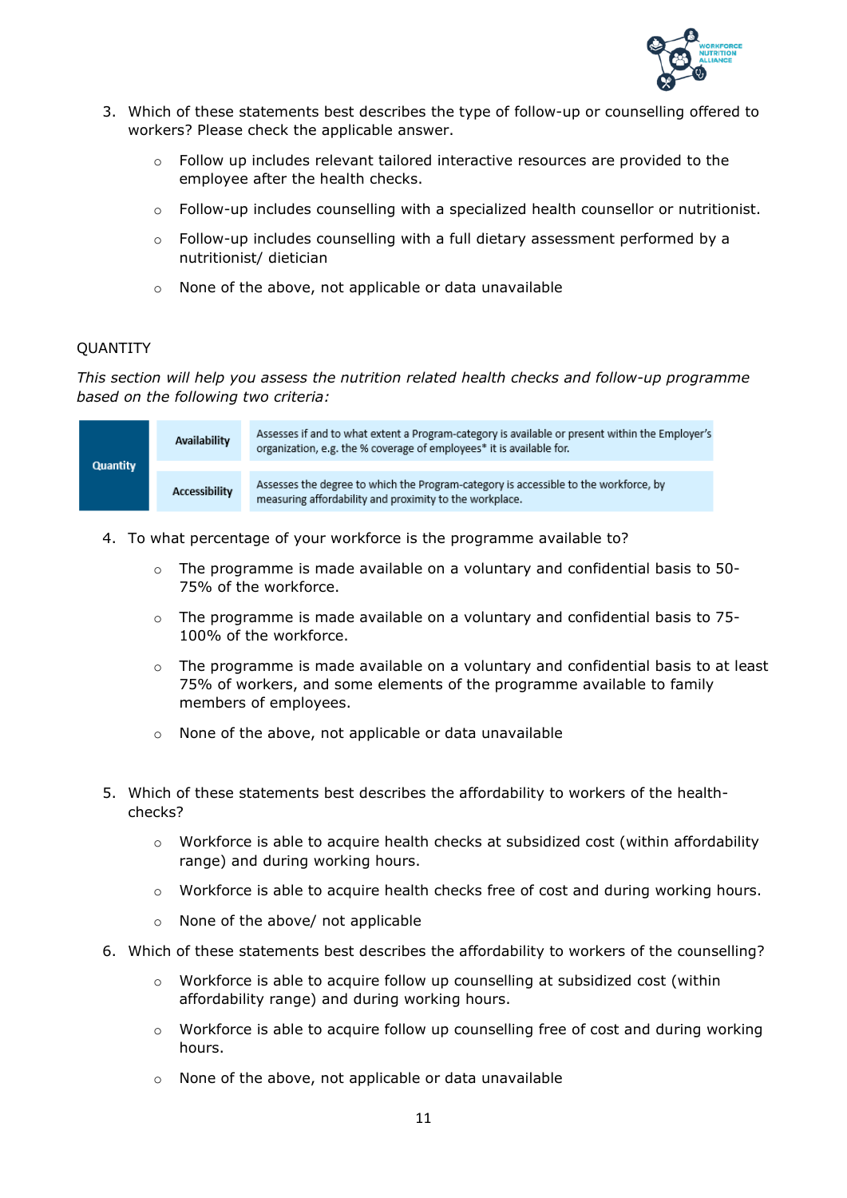3. Which of these statements best describes the type of follow-up or counselling offered to workers? Please check the applicable answer.

    - Follow up includes relevant tailored interactive resources are provided to the employee after the health checks.
    - Follow-up includes counselling with a specialized health counsellor or nutritionist.
    - Follow-up includes counselling with a full dietary assessment performed by a nutritionist/ dietician
    - None of the above, not applicable or data unavailable

QUANTITY

*This section will help you assess the nutrition related health checks and follow-up programme based on the following two criteria:*

| Quantity | Availability | Assesses if and to what extent a Program-category is available or present within the Employer's organization, e.g. the % coverage of employees* it is available for. |
|---|---|---|
| | Accessibility | Assesses the degree to which the Program-category is accessible to the workforce, by measuring affordability and proximity to the workplace. |

4. To what percentage of your workforce is the programme available to?

    - The programme is made available on a voluntary and confidential basis to 50-75% of the workforce.
    - The programme is made available on a voluntary and confidential basis to 75-100% of the workforce.
    - The programme is made available on a voluntary and confidential basis to at least 75% of workers, and some elements of the programme available to family members of employees.
    - None of the above, not applicable or data unavailable

5. Which of these statements best describes the affordability to workers of the health-checks?

    - Workforce is able to acquire health checks at subsidized cost (within affordability range) and during working hours.
    - Workforce is able to acquire health checks free of cost and during working hours.
    - None of the above/ not applicable

6. Which of these statements best describes the affordability to workers of the counselling?

    - Workforce is able to acquire follow up counselling at subsidized cost (within affordability range) and during working hours.
    - Workforce is able to acquire follow up counselling free of cost and during working hours.
    - None of the above, not applicable or data unavailable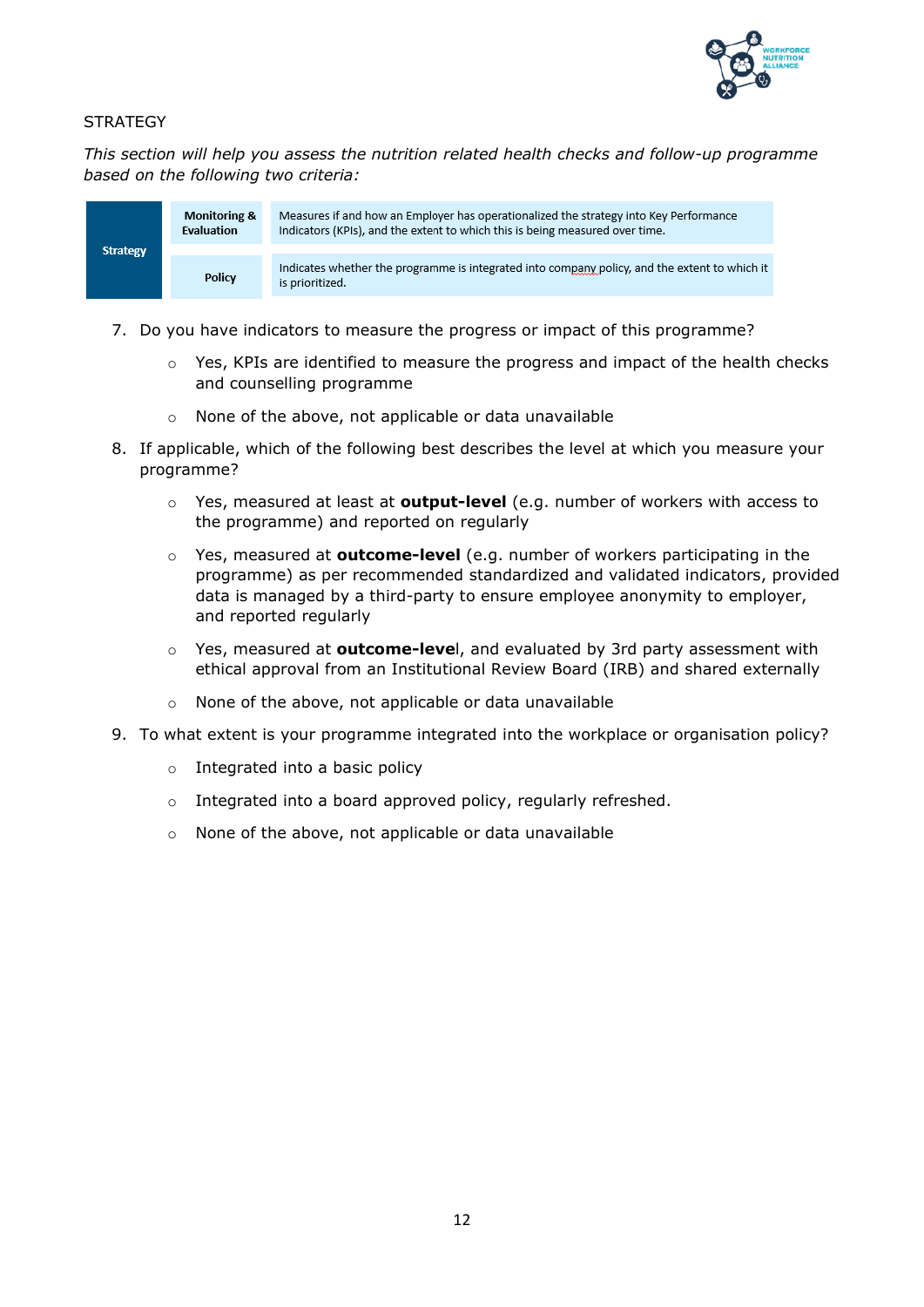STRATEGY

*This section will help you assess the nutrition related health checks and follow-up programme based on the following two criteria:*

| Strategy | Monitoring & Evaluation | Measures if and how an Employer has operationalized the strategy into Key Performance Indicators (KPIs), and the extent to which this is being measured over time. |
|---|---|---|
| | Policy | Indicates whether the programme is integrated into company policy, and the extent to which it is prioritized. |

7. Do you have indicators to measure the progress or impact of this programme?
   - Yes, KPIs are identified to measure the progress and impact of the health checks and counselling programme
   - None of the above, not applicable or data unavailable

8. If applicable, which of the following best describes the level at which you measure your programme?
   - Yes, measured at least at **output-level** (e.g. number of workers with access to the programme) and reported on regularly
   - Yes, measured at **outcome-level** (e.g. number of workers participating in the programme) as per recommended standardized and validated indicators, provided data is managed by a third-party to ensure employee anonymity to employer, and reported regularly
   - Yes, measured at **outcome-leve**l, and evaluated by 3rd party assessment with ethical approval from an Institutional Review Board (IRB) and shared externally
   - None of the above, not applicable or data unavailable

9. To what extent is your programme integrated into the workplace or organisation policy?
   - Integrated into a basic policy
   - Integrated into a board approved policy, regularly refreshed.
   - None of the above, not applicable or data unavailable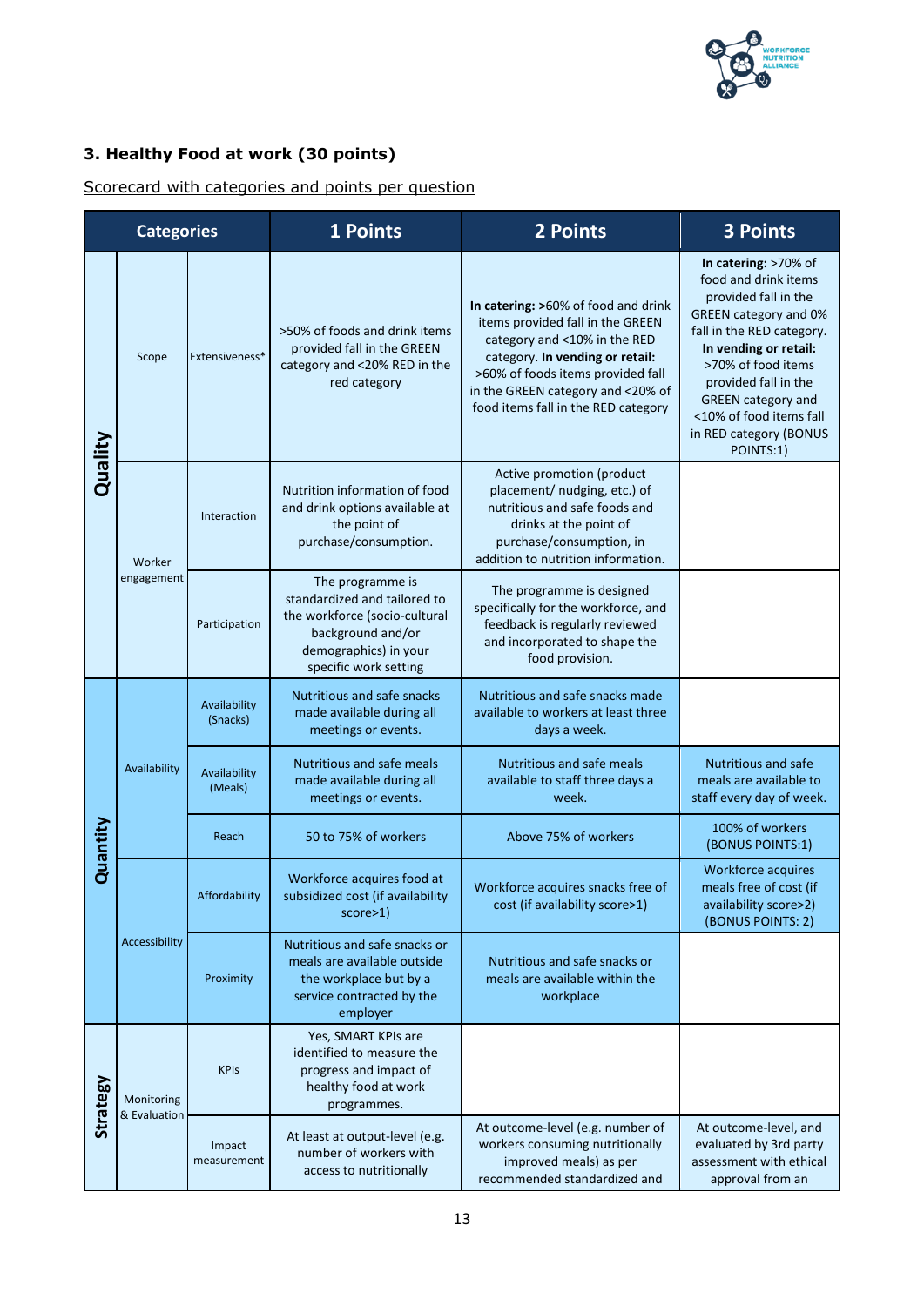### 3. Healthy Food at work (30 points)

Scorecard with categories and points per question

| Categories | | | 1 Points | 2 Points | 3 Points |
|---|---|---|---|---|---|
| Quality | Scope | Extensiveness* | >50% of foods and drink items provided fall in the GREEN category and <20% RED in the red category | **In catering:** >60% of food and drink items provided fall in the GREEN category and <10% in the RED category. **In vending or retail:** >60% of foods items provided fall in the GREEN category and <20% of food items fall in the RED category | **In catering:** >70% of food and drink items provided fall in the GREEN category and 0% fall in the RED category. **In vending or retail:** >70% of food items provided fall in the GREEN category and <10% of food items fall in RED category (BONUS POINTS:1) |
| | Worker engagement | Interaction | Nutrition information of food and drink options available at the point of purchase/consumption. | Active promotion (product placement/ nudging, etc.) of nutritious and safe foods and drinks at the point of purchase/consumption, in addition to nutrition information. | |
| | | Participation | The programme is standardized and tailored to the workforce (socio-cultural background and/or demographics) in your specific work setting | The programme is designed specifically for the workforce, and feedback is regularly reviewed and incorporated to shape the food provision. | |
| Quantity | Availability | Availability (Snacks) | Nutritious and safe snacks made available during all meetings or events. | Nutritious and safe snacks made available to workers at least three days a week. | |
| | | Availability (Meals) | Nutritious and safe meals made available during all meetings or events. | Nutritious and safe meals available to staff three days a week. | Nutritious and safe meals are available to staff every day of week. |
| | | Reach | 50 to 75% of workers | Above 75% of workers | 100% of workers (BONUS POINTS:1) |
| | Accessibility | Affordability | Workforce acquires food at subsidized cost (if availability score>1) | Workforce acquires snacks free of cost (if availability score>1) | Workforce acquires meals free of cost (if availability score>2) (BONUS POINTS: 2) |
| | | Proximity | Nutritious and safe snacks or meals are available outside the workplace but by a service contracted by the employer | Nutritious and safe snacks or meals are available within the workplace | |
| Strategy | Monitoring & Evaluation | KPIs | Yes, SMART KPIs are identified to measure the progress and impact of healthy food at work programmes. | | |
| | | Impact measurement | At least at output-level (e.g. number of workers with access to nutritionally | At outcome-level (e.g. number of workers consuming nutritionally improved meals) as per recommended standardized and | At outcome-level, and evaluated by 3rd party assessment with ethical approval from an |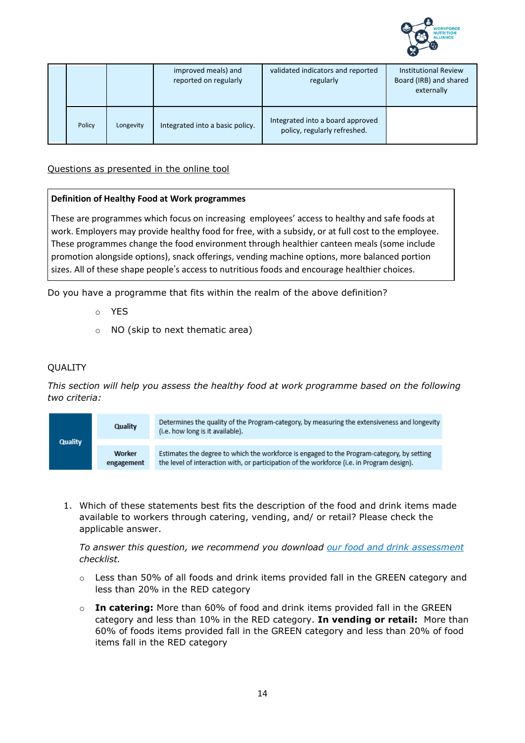| | | | | | |
|---|---|---|---|---|---|
| | | | improved meals) and reported on regularly | validated indicators and reported regularly | Institutional Review Board (IRB) and shared externally |
| | Policy | Longevity | Integrated into a basic policy. | Integrated into a board approved policy, regularly refreshed. | |

<u>Questions as presented in the online tool</u>

> **Definition of Healthy Food at Work programmes**
>
> These are programmes which focus on increasing employees' access to healthy and safe foods at work. Employers may provide healthy food for free, with a subsidy, or at full cost to the employee. These programmes change the food environment through healthier canteen meals (some include promotion alongside options), snack offerings, vending machine options, more balanced portion sizes. All of these shape people's access to nutritious foods and encourage healthier choices.

Do you have a programme that fits within the realm of the above definition?

- YES
- NO (skip to next thematic area)

QUALITY

*This section will help you assess the healthy food at work programme based on the following two criteria:*

| | | |
|---|---|---|
| Quality | Quality | Determines the quality of the Program-category, by measuring the extensiveness and longevity (i.e. how long is it available). |
| | Worker engagement | Estimates the degree to which the workforce is engaged to the Program-category, by setting the level of interaction with, or participation of the workforce (i.e. in Program design). |

1. Which of these statements best fits the description of the food and drink items made available to workers through catering, vending, and/ or retail? Please check the applicable answer.

   *To answer this question, we recommend you download [our food and drink assessment]() checklist.*

   - Less than 50% of all foods and drink items provided fall in the GREEN category and less than 20% in the RED category
   - **In catering:** More than 60% of food and drink items provided fall in the GREEN category and less than 10% in the RED category. **In vending or retail:** More than 60% of foods items provided fall in the GREEN category and less than 20% of food items fall in the RED category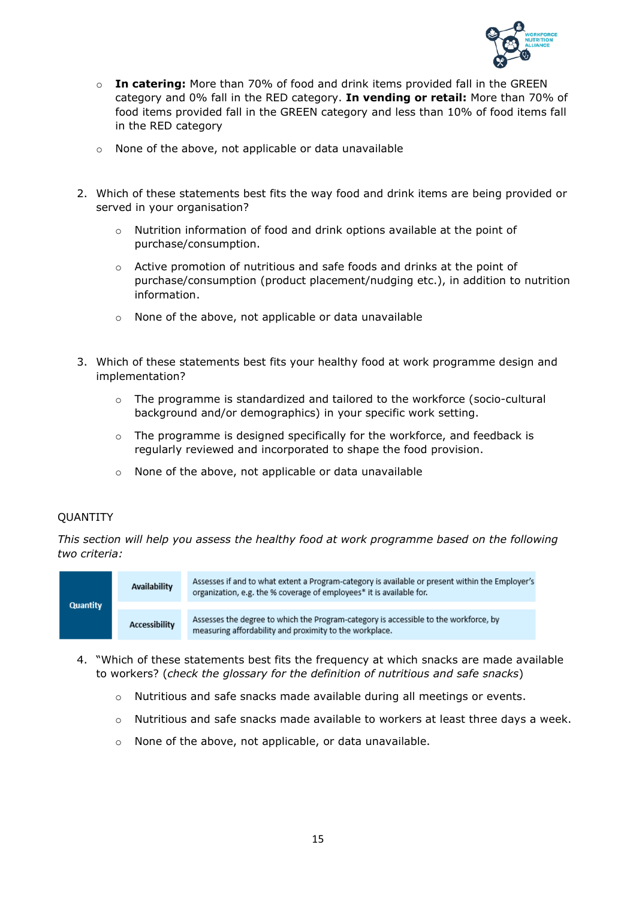- **In catering:** More than 70% of food and drink items provided fall in the GREEN category and 0% fall in the RED category. **In vending or retail:** More than 70% of food items provided fall in the GREEN category and less than 10% of food items fall in the RED category
- None of the above, not applicable or data unavailable

2. Which of these statements best fits the way food and drink items are being provided or served in your organisation?
    - Nutrition information of food and drink options available at the point of purchase/consumption.
    - Active promotion of nutritious and safe foods and drinks at the point of purchase/consumption (product placement/nudging etc.), in addition to nutrition information.
    - None of the above, not applicable or data unavailable

3. Which of these statements best fits your healthy food at work programme design and implementation?
    - The programme is standardized and tailored to the workforce (socio-cultural background and/or demographics) in your specific work setting.
    - The programme is designed specifically for the workforce, and feedback is regularly reviewed and incorporated to shape the food provision.
    - None of the above, not applicable or data unavailable

QUANTITY

*This section will help you assess the healthy food at work programme based on the following two criteria:*

| | | |
|---|---|---|
| Quantity | Availability | Assesses if and to what extent a Program-category is available or present within the Employer's organization, e.g. the % coverage of employees* it is available for. |
| | Accessibility | Assesses the degree to which the Program-category is accessible to the workforce, by measuring affordability and proximity to the workplace. |

4. "Which of these statements best fits the frequency at which snacks are made available to workers? (*check the glossary for the definition of nutritious and safe snacks*)
    - Nutritious and safe snacks made available during all meetings or events.
    - Nutritious and safe snacks made available to workers at least three days a week.
    - None of the above, not applicable, or data unavailable.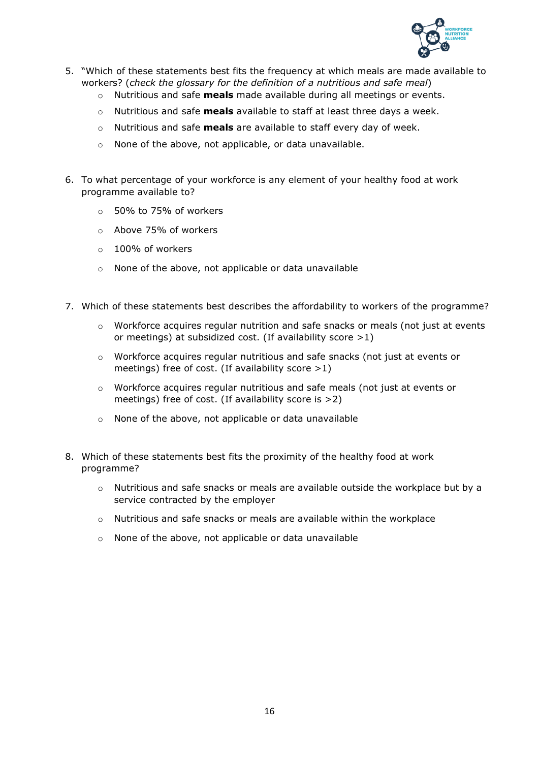5. "Which of these statements best fits the frequency at which meals are made available to workers? (*check the glossary for the definition of a nutritious and safe meal*)
   - Nutritious and safe **meals** made available during all meetings or events.
   - Nutritious and safe **meals** available to staff at least three days a week.
   - Nutritious and safe **meals** are available to staff every day of week.
   - None of the above, not applicable, or data unavailable.

6. To what percentage of your workforce is any element of your healthy food at work programme available to?
   - 50% to 75% of workers
   - Above 75% of workers
   - 100% of workers
   - None of the above, not applicable or data unavailable

7. Which of these statements best describes the affordability to workers of the programme?
   - Workforce acquires regular nutrition and safe snacks or meals (not just at events or meetings) at subsidized cost. (If availability score >1)
   - Workforce acquires regular nutritious and safe snacks (not just at events or meetings) free of cost. (If availability score >1)
   - Workforce acquires regular nutritious and safe meals (not just at events or meetings) free of cost. (If availability score is >2)
   - None of the above, not applicable or data unavailable

8. Which of these statements best fits the proximity of the healthy food at work programme?
   - Nutritious and safe snacks or meals are available outside the workplace but by a service contracted by the employer
   - Nutritious and safe snacks or meals are available within the workplace
   - None of the above, not applicable or data unavailable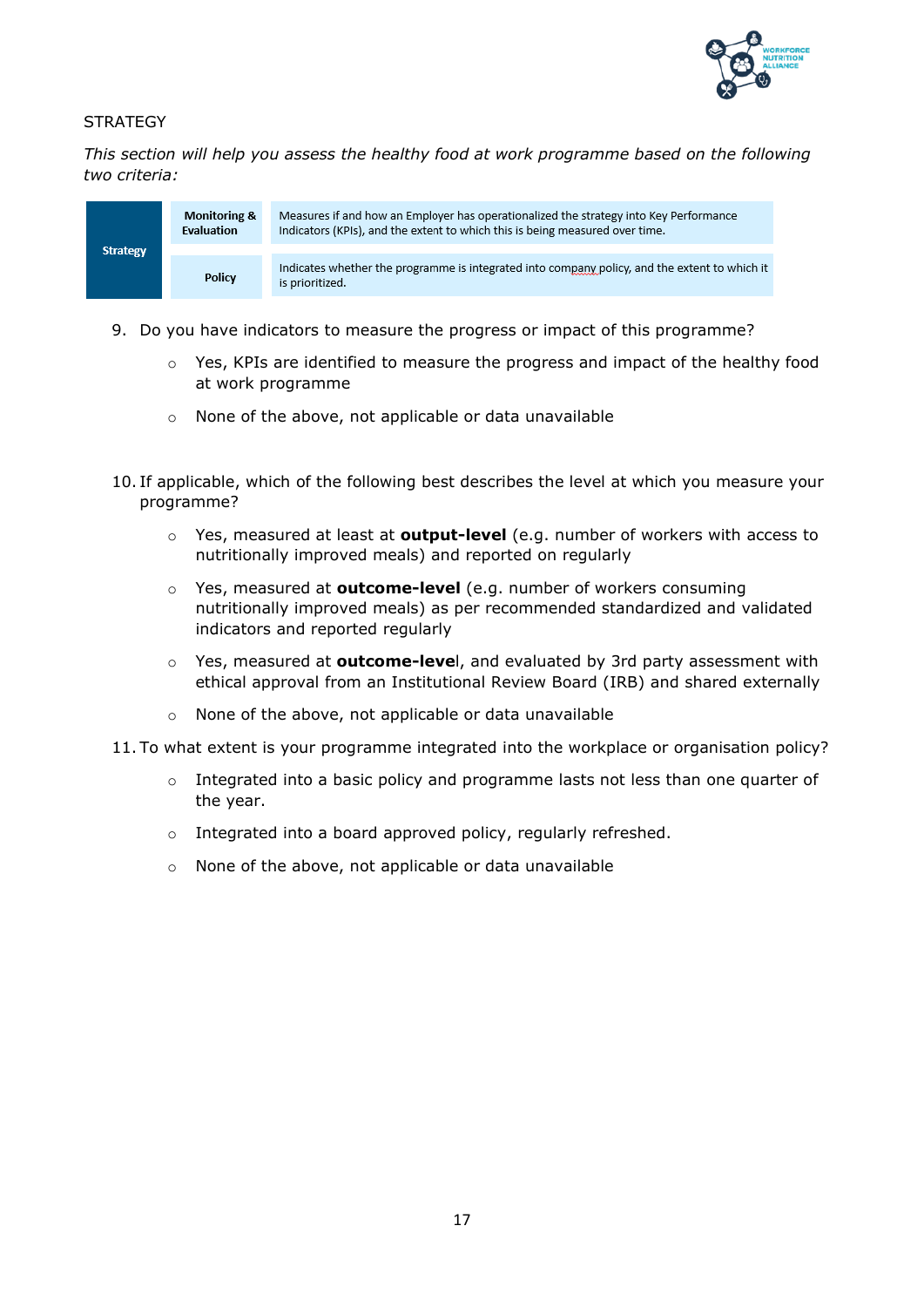STRATEGY

*This section will help you assess the healthy food at work programme based on the following two criteria:*

| Strategy | | |
|---|---|---|
| Strategy | **Monitoring & Evaluation** | Measures if and how an Employer has operationalized the strategy into Key Performance Indicators (KPIs), and the extent to which this is being measured over time. |
| | **Policy** | Indicates whether the programme is integrated into company policy, and the extent to which it is prioritized. |

9. Do you have indicators to measure the progress or impact of this programme?
   - Yes, KPIs are identified to measure the progress and impact of the healthy food at work programme
   - None of the above, not applicable or data unavailable

10. If applicable, which of the following best describes the level at which you measure your programme?
    - Yes, measured at least at **output-level** (e.g. number of workers with access to nutritionally improved meals) and reported on regularly
    - Yes, measured at **outcome-level** (e.g. number of workers consuming nutritionally improved meals) as per recommended standardized and validated indicators and reported regularly
    - Yes, measured at **outcome-leve**l, and evaluated by 3rd party assessment with ethical approval from an Institutional Review Board (IRB) and shared externally
    - None of the above, not applicable or data unavailable

11. To what extent is your programme integrated into the workplace or organisation policy?
    - Integrated into a basic policy and programme lasts not less than one quarter of the year.
    - Integrated into a board approved policy, regularly refreshed.
    - None of the above, not applicable or data unavailable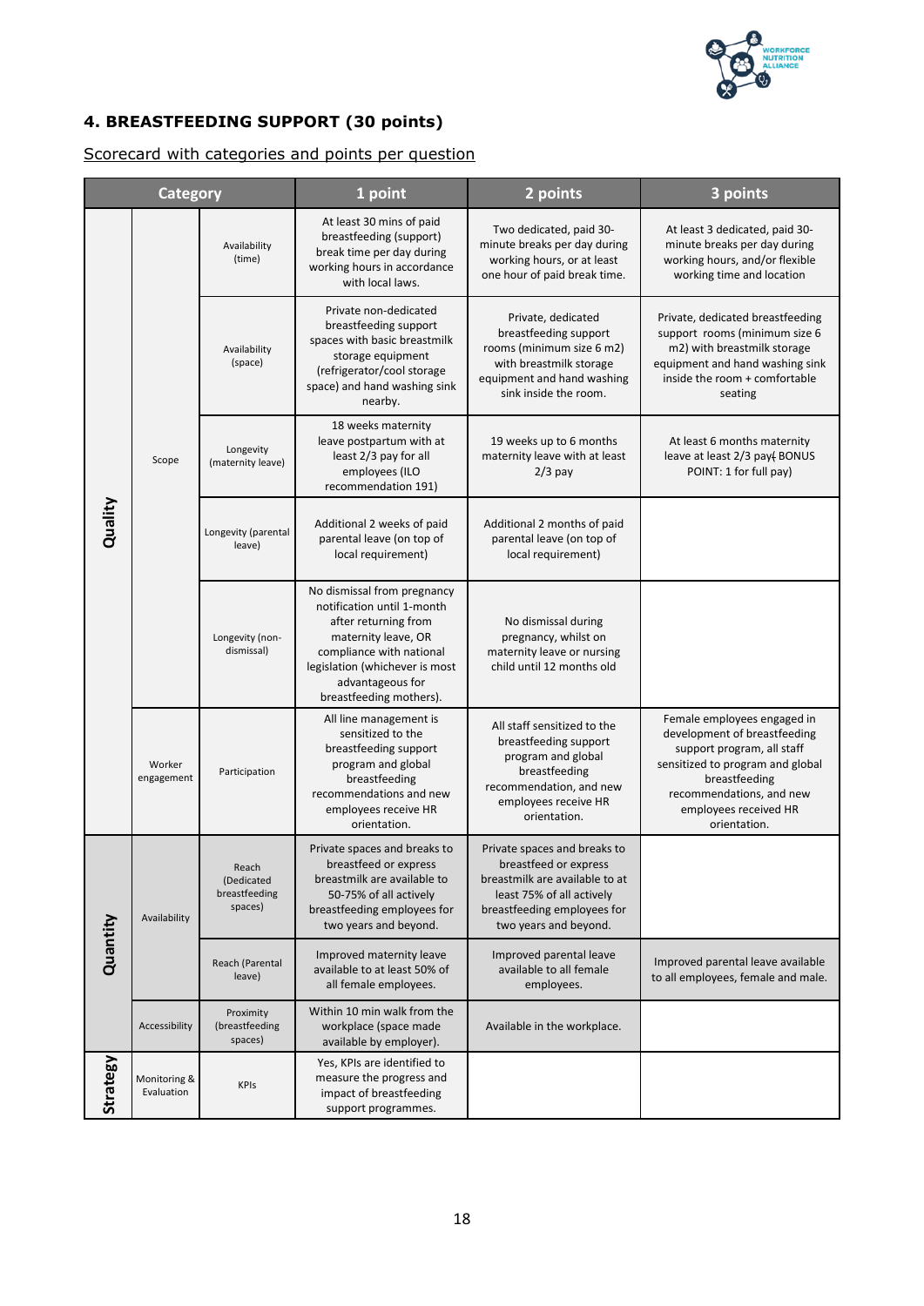### 4. BREASTFEEDING SUPPORT (30 points)

Scorecard with categories and points per question

| Category | | | 1 point | 2 points | 3 points |
|---|---|---|---|---|---|
| Quality | Scope | Availability (time) | At least 30 mins of paid breastfeeding (support) break time per day during working hours in accordance with local laws. | Two dedicated, paid 30-minute breaks per day during working hours, or at least one hour of paid break time. | At least 3 dedicated, paid 30-minute breaks per day during working hours, and/or flexible working time and location |
| | | Availability (space) | Private non-dedicated breastfeeding support spaces with basic breastmilk storage equipment (refrigerator/cool storage space) and hand washing sink nearby. | Private, dedicated breastfeeding support rooms (minimum size 6 m2) with breastmilk storage equipment and hand washing sink inside the room. | Private, dedicated breastfeeding support rooms (minimum size 6 m2) with breastmilk storage equipment and hand washing sink inside the room + comfortable seating |
| | | Longevity (maternity leave) | 18 weeks maternity leave postpartum with at least 2/3 pay for all employees (ILO recommendation 191) | 19 weeks up to 6 months maternity leave with at least 2/3 pay | At least 6 months maternity leave at least 2/3 pay( BONUS POINT: 1 for full pay) |
| | | Longevity (parental leave) | Additional 2 weeks of paid parental leave (on top of local requirement) | Additional 2 months of paid parental leave (on top of local requirement) | |
| | | Longevity (non-dismissal) | No dismissal from pregnancy notification until 1-month after returning from maternity leave, OR compliance with national legislation (whichever is most advantageous for breastfeeding mothers). | No dismissal during pregnancy, whilst on maternity leave or nursing child until 12 months old | |
| | Worker engagement | Participation | All line management is sensitized to the breastfeeding support program and global breastfeeding recommendations and new employees receive HR orientation. | All staff sensitized to the breastfeeding support program and global breastfeeding recommendation, and new employees receive HR orientation. | Female employees engaged in development of breastfeeding support program, all staff sensitized to program and global breastfeeding recommendations, and new employees received HR orientation. |
| Quantity | Availability | Reach (Dedicated breastfeeding spaces) | Private spaces and breaks to breastfeed or express breastmilk are available to 50-75% of all actively breastfeeding employees for two years and beyond. | Private spaces and breaks to breastfeed or express breastmilk are available to at least 75% of all actively breastfeeding employees for two years and beyond. | |
| | | Reach (Parental leave) | Improved maternity leave available to at least 50% of all female employees. | Improved parental leave available to all female employees. | Improved parental leave available to all employees, female and male. |
| | Accessibility | Proximity (breastfeeding spaces) | Within 10 min walk from the workplace (space made available by employer). | Available in the workplace. | |
| Strategy | Monitoring & Evaluation | KPIs | Yes, KPIs are identified to measure the progress and impact of breastfeeding support programmes. | | |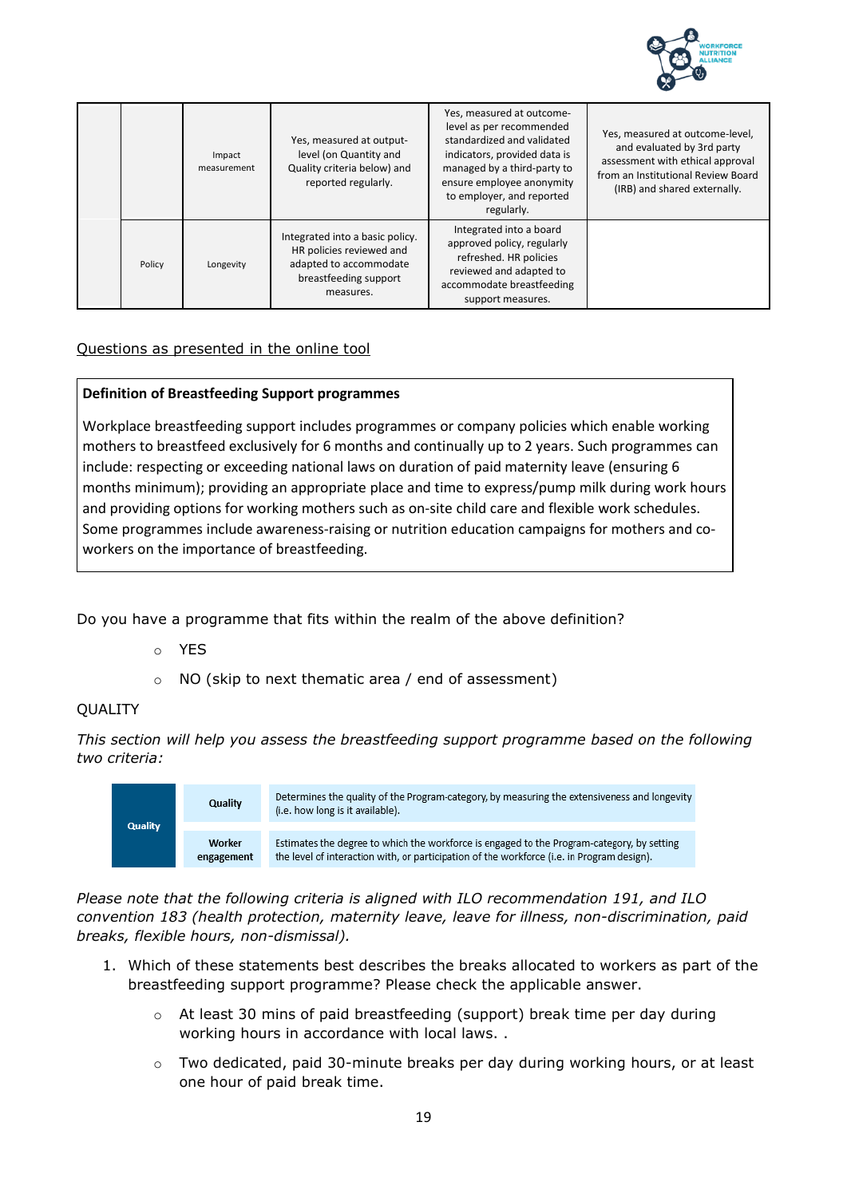| | | | | | |
|---|---|---|---|---|---|
| | | Impact measurement | Yes, measured at output-level (on Quantity and Quality criteria below) and reported regularly. | Yes, measured at outcome-level as per recommended standardized and validated indicators, provided data is managed by a third-party to ensure employee anonymity to employer, and reported regularly. | Yes, measured at outcome-level, and evaluated by 3rd party assessment with ethical approval from an Institutional Review Board (IRB) and shared externally. |
| | Policy | Longevity | Integrated into a basic policy. HR policies reviewed and adapted to accommodate breastfeeding support measures. | Integrated into a board approved policy, regularly refreshed. HR policies reviewed and adapted to accommodate breastfeeding support measures. | |

Questions as presented in the online tool

> **Definition of Breastfeeding Support programmes**
>
> Workplace breastfeeding support includes programmes or company policies which enable working mothers to breastfeed exclusively for 6 months and continually up to 2 years. Such programmes can include: respecting or exceeding national laws on duration of paid maternity leave (ensuring 6 months minimum); providing an appropriate place and time to express/pump milk during work hours and providing options for working mothers such as on-site child care and flexible work schedules. Some programmes include awareness-raising or nutrition education campaigns for mothers and co-workers on the importance of breastfeeding.

Do you have a programme that fits within the realm of the above definition?

- YES
- NO (skip to next thematic area / end of assessment)

QUALITY

*This section will help you assess the breastfeeding support programme based on the following two criteria:*

| | | |
|---|---|---|
| Quality | Quality | Determines the quality of the Program-category, by measuring the extensiveness and longevity (i.e. how long is it available). |
| | Worker engagement | Estimates the degree to which the workforce is engaged to the Program-category, by setting the level of interaction with, or participation of the workforce (i.e. in Program design). |

*Please note that the following criteria is aligned with ILO recommendation 191, and ILO convention 183 (health protection, maternity leave, leave for illness, non-discrimination, paid breaks, flexible hours, non-dismissal).*

1. Which of these statements best describes the breaks allocated to workers as part of the breastfeeding support programme? Please check the applicable answer.
    - At least 30 mins of paid breastfeeding (support) break time per day during working hours in accordance with local laws. .
    - Two dedicated, paid 30-minute breaks per day during working hours, or at least one hour of paid break time.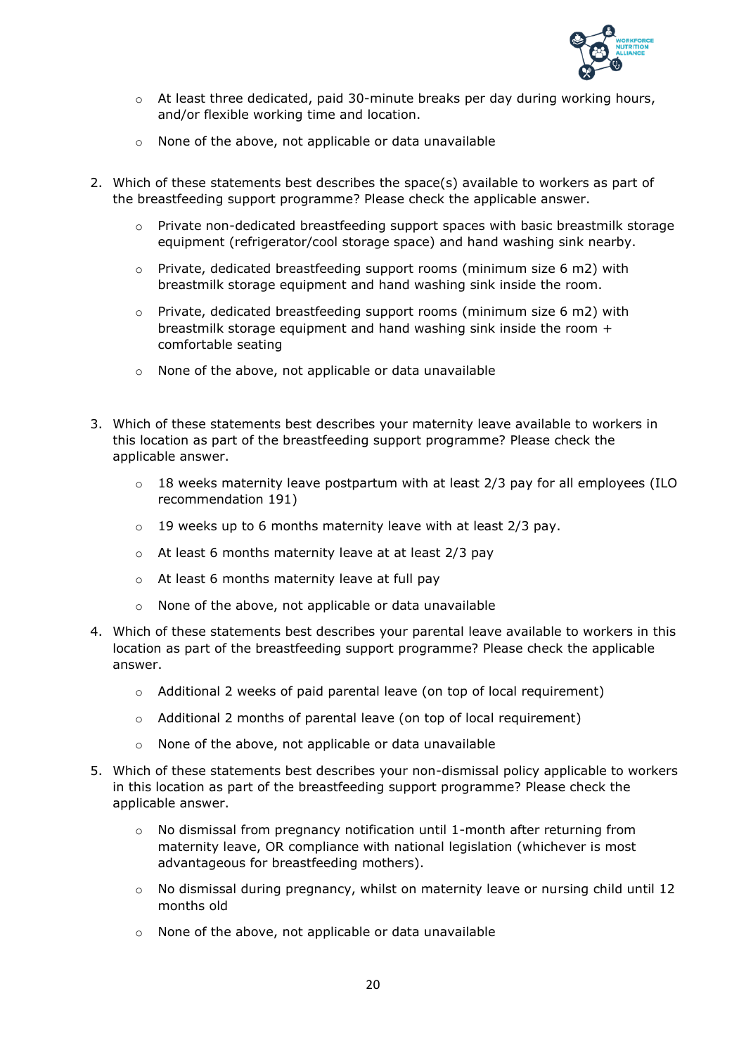- At least three dedicated, paid 30-minute breaks per day during working hours, and/or flexible working time and location.
- None of the above, not applicable or data unavailable

2. Which of these statements best describes the space(s) available to workers as part of the breastfeeding support programme? Please check the applicable answer.
    - Private non-dedicated breastfeeding support spaces with basic breastmilk storage equipment (refrigerator/cool storage space) and hand washing sink nearby.
    - Private, dedicated breastfeeding support rooms (minimum size 6 m2) with breastmilk storage equipment and hand washing sink inside the room.
    - Private, dedicated breastfeeding support rooms (minimum size 6 m2) with breastmilk storage equipment and hand washing sink inside the room + comfortable seating
    - None of the above, not applicable or data unavailable

3. Which of these statements best describes your maternity leave available to workers in this location as part of the breastfeeding support programme? Please check the applicable answer.
    - 18 weeks maternity leave postpartum with at least 2/3 pay for all employees (ILO recommendation 191)
    - 19 weeks up to 6 months maternity leave with at least 2/3 pay.
    - At least 6 months maternity leave at at least 2/3 pay
    - At least 6 months maternity leave at full pay
    - None of the above, not applicable or data unavailable

4. Which of these statements best describes your parental leave available to workers in this location as part of the breastfeeding support programme? Please check the applicable answer.
    - Additional 2 weeks of paid parental leave (on top of local requirement)
    - Additional 2 months of parental leave (on top of local requirement)
    - None of the above, not applicable or data unavailable

5. Which of these statements best describes your non-dismissal policy applicable to workers in this location as part of the breastfeeding support programme? Please check the applicable answer.
    - No dismissal from pregnancy notification until 1-month after returning from maternity leave, OR compliance with national legislation (whichever is most advantageous for breastfeeding mothers).
    - No dismissal during pregnancy, whilst on maternity leave or nursing child until 12 months old
    - None of the above, not applicable or data unavailable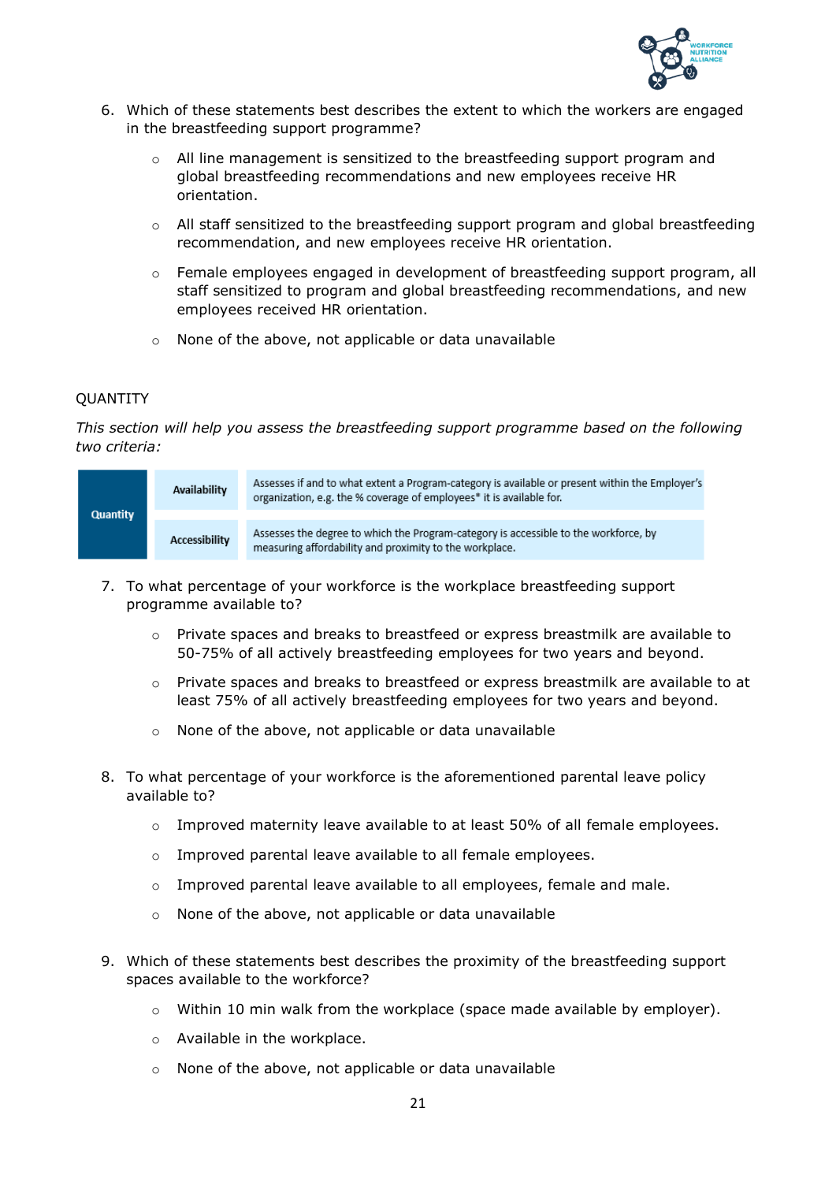6. Which of these statements best describes the extent to which the workers are engaged in the breastfeeding support programme?

    - All line management is sensitized to the breastfeeding support program and global breastfeeding recommendations and new employees receive HR orientation.
    - All staff sensitized to the breastfeeding support program and global breastfeeding recommendation, and new employees receive HR orientation.
    - Female employees engaged in development of breastfeeding support program, all staff sensitized to program and global breastfeeding recommendations, and new employees received HR orientation.
    - None of the above, not applicable or data unavailable

QUANTITY

*This section will help you assess the breastfeeding support programme based on the following two criteria:*

| | | |
|---|---|---|
| **Quantity** | **Availability** | Assesses if and to what extent a Program-category is available or present within the Employer's organization, e.g. the % coverage of employees* it is available for. |
| | **Accessibility** | Assesses the degree to which the Program-category is accessible to the workforce, by measuring affordability and proximity to the workplace. |

7. To what percentage of your workforce is the workplace breastfeeding support programme available to?

    - Private spaces and breaks to breastfeed or express breastmilk are available to 50-75% of all actively breastfeeding employees for two years and beyond.
    - Private spaces and breaks to breastfeed or express breastmilk are available to at least 75% of all actively breastfeeding employees for two years and beyond.
    - None of the above, not applicable or data unavailable

8. To what percentage of your workforce is the aforementioned parental leave policy available to?

    - Improved maternity leave available to at least 50% of all female employees.
    - Improved parental leave available to all female employees.
    - Improved parental leave available to all employees, female and male.
    - None of the above, not applicable or data unavailable

9. Which of these statements best describes the proximity of the breastfeeding support spaces available to the workforce?

    - Within 10 min walk from the workplace (space made available by employer).
    - Available in the workplace.
    - None of the above, not applicable or data unavailable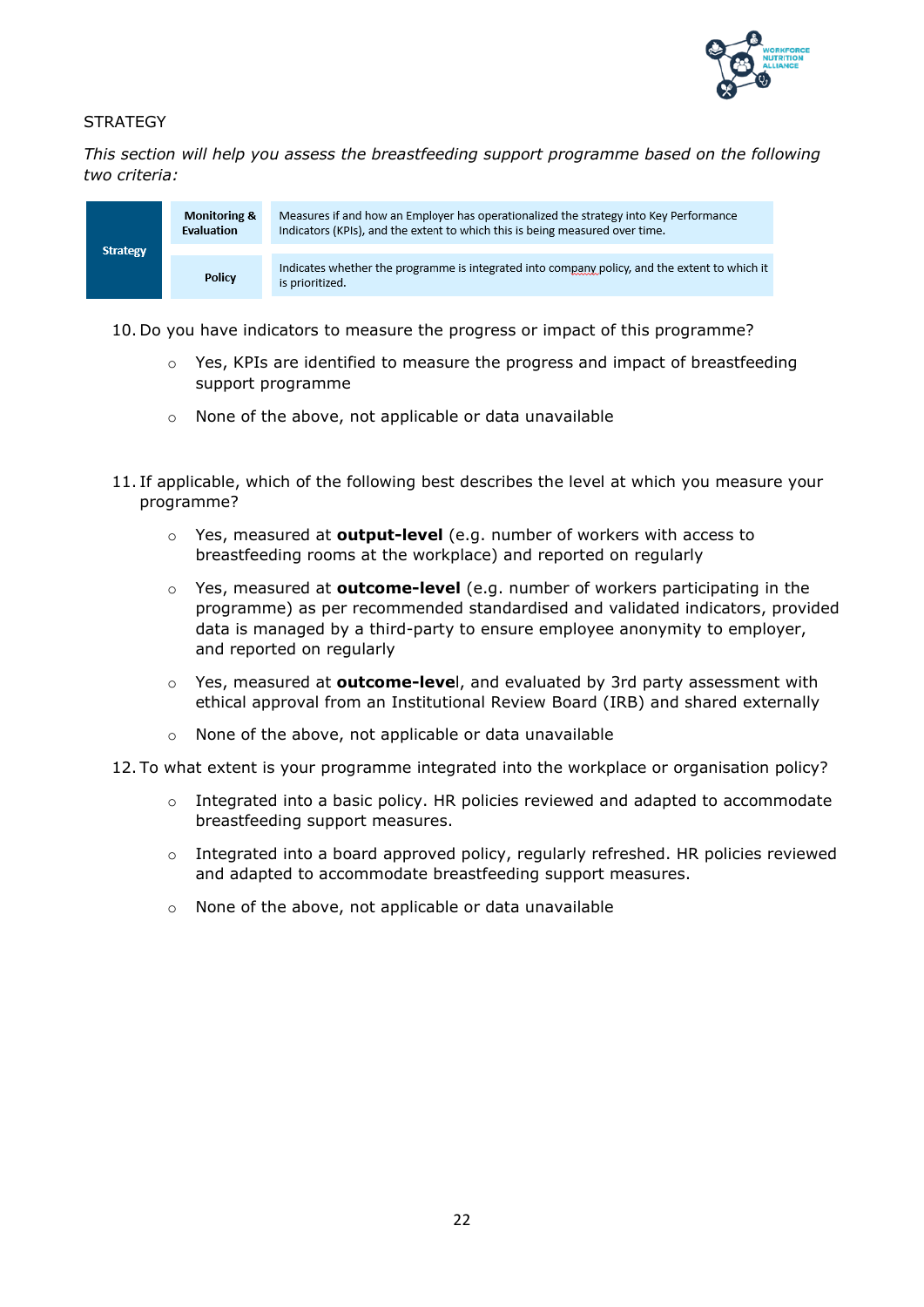STRATEGY

*This section will help you assess the breastfeeding support programme based on the following two criteria:*

| | | |
|---|---|---|
| **Strategy** | **Monitoring & Evaluation** | Measures if and how an Employer has operationalized the strategy into Key Performance Indicators (KPIs), and the extent to which this is being measured over time. |
| | **Policy** | Indicates whether the programme is integrated into company policy, and the extent to which it is prioritized. |

10. Do you have indicators to measure the progress or impact of this programme?
    - Yes, KPIs are identified to measure the progress and impact of breastfeeding support programme
    - None of the above, not applicable or data unavailable

11. If applicable, which of the following best describes the level at which you measure your programme?
    - Yes, measured at **output-level** (e.g. number of workers with access to breastfeeding rooms at the workplace) and reported on regularly
    - Yes, measured at **outcome-level** (e.g. number of workers participating in the programme) as per recommended standardised and validated indicators, provided data is managed by a third-party to ensure employee anonymity to employer, and reported on regularly
    - Yes, measured at **outcome-leve**l, and evaluated by 3rd party assessment with ethical approval from an Institutional Review Board (IRB) and shared externally
    - None of the above, not applicable or data unavailable

12. To what extent is your programme integrated into the workplace or organisation policy?
    - Integrated into a basic policy. HR policies reviewed and adapted to accommodate breastfeeding support measures.
    - Integrated into a board approved policy, regularly refreshed. HR policies reviewed and adapted to accommodate breastfeeding support measures.
    - None of the above, not applicable or data unavailable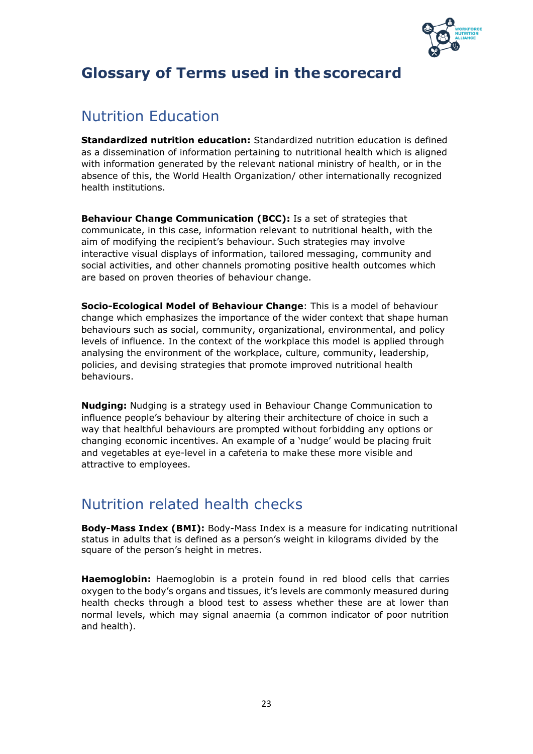# Glossary of Terms used in the scorecard

## Nutrition Education

**Standardized nutrition education:** Standardized nutrition education is defined as a dissemination of information pertaining to nutritional health which is aligned with information generated by the relevant national ministry of health, or in the absence of this, the World Health Organization/ other internationally recognized health institutions.

**Behaviour Change Communication (BCC):** Is a set of strategies that communicate, in this case, information relevant to nutritional health, with the aim of modifying the recipient's behaviour. Such strategies may involve interactive visual displays of information, tailored messaging, community and social activities, and other channels promoting positive health outcomes which are based on proven theories of behaviour change.

**Socio-Ecological Model of Behaviour Change**: This is a model of behaviour change which emphasizes the importance of the wider context that shape human behaviours such as social, community, organizational, environmental, and policy levels of influence. In the context of the workplace this model is applied through analysing the environment of the workplace, culture, community, leadership, policies, and devising strategies that promote improved nutritional health behaviours.

**Nudging:** Nudging is a strategy used in Behaviour Change Communication to influence people's behaviour by altering their architecture of choice in such a way that healthful behaviours are prompted without forbidding any options or changing economic incentives. An example of a 'nudge' would be placing fruit and vegetables at eye-level in a cafeteria to make these more visible and attractive to employees.

## Nutrition related health checks

**Body-Mass Index (BMI):** Body-Mass Index is a measure for indicating nutritional status in adults that is defined as a person's weight in kilograms divided by the square of the person's height in metres.

**Haemoglobin:** Haemoglobin is a protein found in red blood cells that carries oxygen to the body's organs and tissues, it's levels are commonly measured during health checks through a blood test to assess whether these are at lower than normal levels, which may signal anaemia (a common indicator of poor nutrition and health).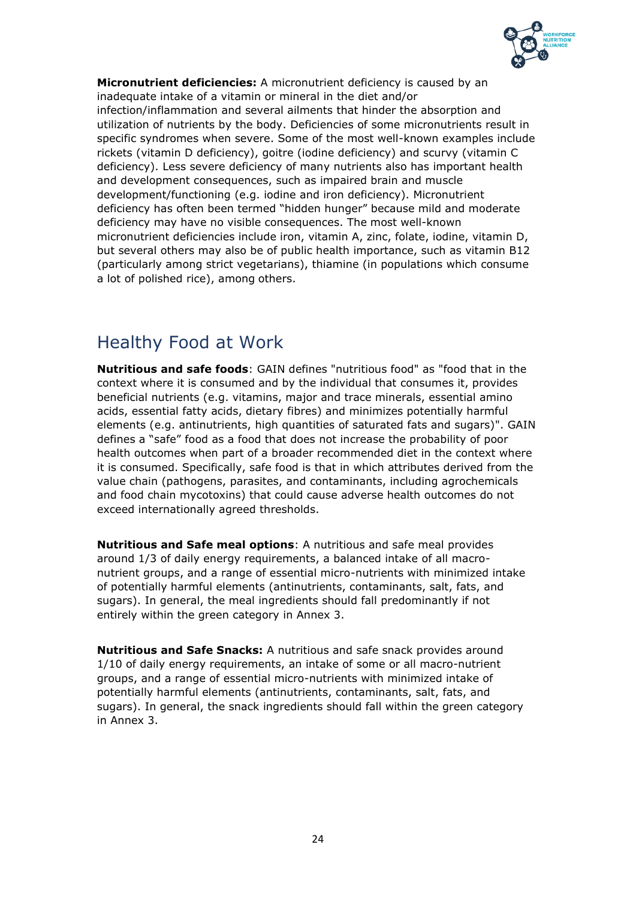**Micronutrient deficiencies:** A micronutrient deficiency is caused by an inadequate intake of a vitamin or mineral in the diet and/or infection/inflammation and several ailments that hinder the absorption and utilization of nutrients by the body. Deficiencies of some micronutrients result in specific syndromes when severe. Some of the most well-known examples include rickets (vitamin D deficiency), goitre (iodine deficiency) and scurvy (vitamin C deficiency). Less severe deficiency of many nutrients also has important health and development consequences, such as impaired brain and muscle development/functioning (e.g. iodine and iron deficiency). Micronutrient deficiency has often been termed "hidden hunger" because mild and moderate deficiency may have no visible consequences. The most well-known micronutrient deficiencies include iron, vitamin A, zinc, folate, iodine, vitamin D, but several others may also be of public health importance, such as vitamin B12 (particularly among strict vegetarians), thiamine (in populations which consume a lot of polished rice), among others.

## Healthy Food at Work

**Nutritious and safe foods**: GAIN defines "nutritious food" as "food that in the context where it is consumed and by the individual that consumes it, provides beneficial nutrients (e.g. vitamins, major and trace minerals, essential amino acids, essential fatty acids, dietary fibres) and minimizes potentially harmful elements (e.g. antinutrients, high quantities of saturated fats and sugars)". GAIN defines a "safe" food as a food that does not increase the probability of poor health outcomes when part of a broader recommended diet in the context where it is consumed. Specifically, safe food is that in which attributes derived from the value chain (pathogens, parasites, and contaminants, including agrochemicals and food chain mycotoxins) that could cause adverse health outcomes do not exceed internationally agreed thresholds.

**Nutritious and Safe meal options**: A nutritious and safe meal provides around 1/3 of daily energy requirements, a balanced intake of all macro-nutrient groups, and a range of essential micro-nutrients with minimized intake of potentially harmful elements (antinutrients, contaminants, salt, fats, and sugars). In general, the meal ingredients should fall predominantly if not entirely within the green category in Annex 3.

**Nutritious and Safe Snacks:** A nutritious and safe snack provides around 1/10 of daily energy requirements, an intake of some or all macro-nutrient groups, and a range of essential micro-nutrients with minimized intake of potentially harmful elements (antinutrients, contaminants, salt, fats, and sugars). In general, the snack ingredients should fall within the green category in Annex 3.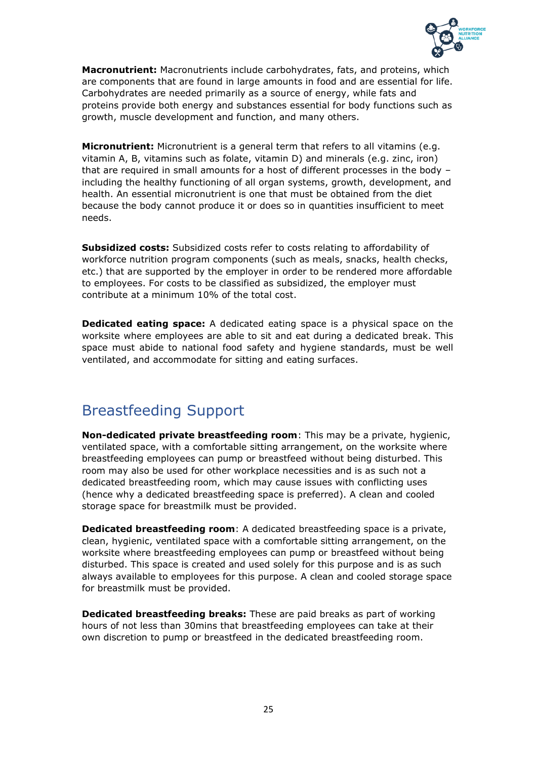**Macronutrient:** Macronutrients include carbohydrates, fats, and proteins, which are components that are found in large amounts in food and are essential for life. Carbohydrates are needed primarily as a source of energy, while fats and proteins provide both energy and substances essential for body functions such as growth, muscle development and function, and many others.

**Micronutrient:** Micronutrient is a general term that refers to all vitamins (e.g. vitamin A, B, vitamins such as folate, vitamin D) and minerals (e.g. zinc, iron) that are required in small amounts for a host of different processes in the body – including the healthy functioning of all organ systems, growth, development, and health. An essential micronutrient is one that must be obtained from the diet because the body cannot produce it or does so in quantities insufficient to meet needs.

**Subsidized costs:** Subsidized costs refer to costs relating to affordability of workforce nutrition program components (such as meals, snacks, health checks, etc.) that are supported by the employer in order to be rendered more affordable to employees. For costs to be classified as subsidized, the employer must contribute at a minimum 10% of the total cost.

**Dedicated eating space:** A dedicated eating space is a physical space on the worksite where employees are able to sit and eat during a dedicated break. This space must abide to national food safety and hygiene standards, must be well ventilated, and accommodate for sitting and eating surfaces.

## Breastfeeding Support

**Non-dedicated private breastfeeding room**: This may be a private, hygienic, ventilated space, with a comfortable sitting arrangement, on the worksite where breastfeeding employees can pump or breastfeed without being disturbed. This room may also be used for other workplace necessities and is as such not a dedicated breastfeeding room, which may cause issues with conflicting uses (hence why a dedicated breastfeeding space is preferred). A clean and cooled storage space for breastmilk must be provided.

**Dedicated breastfeeding room**: A dedicated breastfeeding space is a private, clean, hygienic, ventilated space with a comfortable sitting arrangement, on the worksite where breastfeeding employees can pump or breastfeed without being disturbed. This space is created and used solely for this purpose and is as such always available to employees for this purpose. A clean and cooled storage space for breastmilk must be provided.

**Dedicated breastfeeding breaks:** These are paid breaks as part of working hours of not less than 30mins that breastfeeding employees can take at their own discretion to pump or breastfeed in the dedicated breastfeeding room.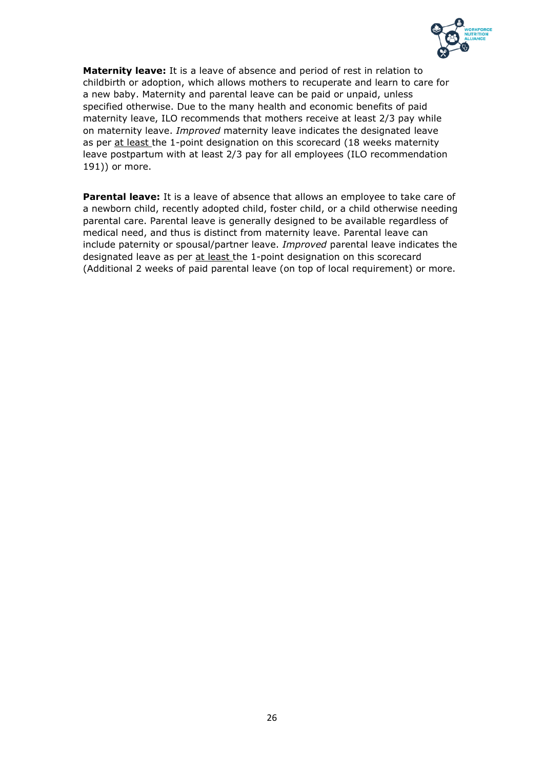**Maternity leave:** It is a leave of absence and period of rest in relation to childbirth or adoption, which allows mothers to recuperate and learn to care for a new baby. Maternity and parental leave can be paid or unpaid, unless specified otherwise. Due to the many health and economic benefits of paid maternity leave, ILO recommends that mothers receive at least 2/3 pay while on maternity leave. *Improved* maternity leave indicates the designated leave as per <u>at least</u> the 1-point designation on this scorecard (18 weeks maternity leave postpartum with at least 2/3 pay for all employees (ILO recommendation 191)) or more.

**Parental leave:** It is a leave of absence that allows an employee to take care of a newborn child, recently adopted child, foster child, or a child otherwise needing parental care. Parental leave is generally designed to be available regardless of medical need, and thus is distinct from maternity leave. Parental leave can include paternity or spousal/partner leave. *Improved* parental leave indicates the designated leave as per <u>at least</u> the 1-point designation on this scorecard (Additional 2 weeks of paid parental leave (on top of local requirement) or more.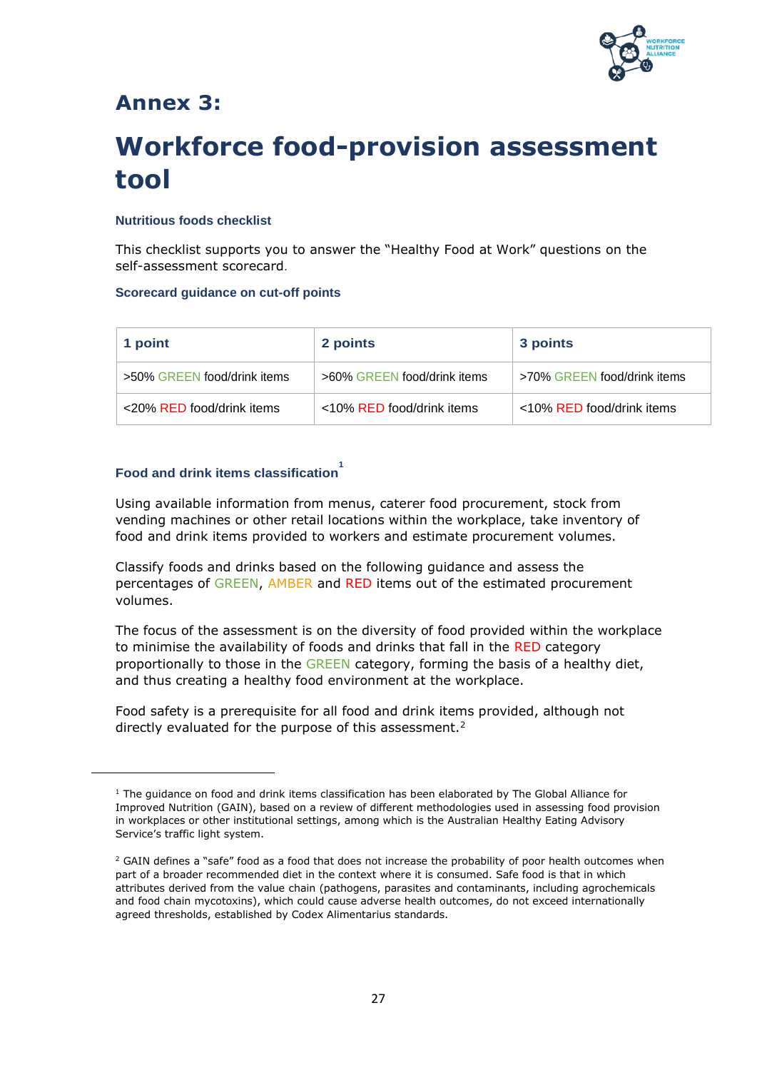# Annex 3:

# Workforce food-provision assessment tool

### Nutritious foods checklist

This checklist supports you to answer the “Healthy Food at Work” questions on the self-assessment scorecard.

### Scorecard guidance on cut-off points

| 1 point | 2 points | 3 points |
|---|---|---|
| >50% GREEN food/drink items | >60% GREEN food/drink items | >70% GREEN food/drink items |
| <20% RED food/drink items | <10% RED food/drink items | <10% RED food/drink items |

### Food and drink items classification[1]

Using available information from menus, caterer food procurement, stock from vending machines or other retail locations within the workplace, take inventory of food and drink items provided to workers and estimate procurement volumes.

Classify foods and drinks based on the following guidance and assess the percentages of GREEN, AMBER and RED items out of the estimated procurement volumes.

The focus of the assessment is on the diversity of food provided within the workplace to minimise the availability of foods and drinks that fall in the RED category proportionally to those in the GREEN category, forming the basis of a healthy diet, and thus creating a healthy food environment at the workplace.

Food safety is a prerequisite for all food and drink items provided, although not directly evaluated for the purpose of this assessment.[2]

---

[1] The guidance on food and drink items classification has been elaborated by The Global Alliance for Improved Nutrition (GAIN), based on a review of different methodologies used in assessing food provision in workplaces or other institutional settings, among which is the Australian Healthy Eating Advisory Service's traffic light system.

[2] GAIN defines a “safe” food as a food that does not increase the probability of poor health outcomes when part of a broader recommended diet in the context where it is consumed. Safe food is that in which attributes derived from the value chain (pathogens, parasites and contaminants, including agrochemicals and food chain mycotoxins), which could cause adverse health outcomes, do not exceed internationally agreed thresholds, established by Codex Alimentarius standards.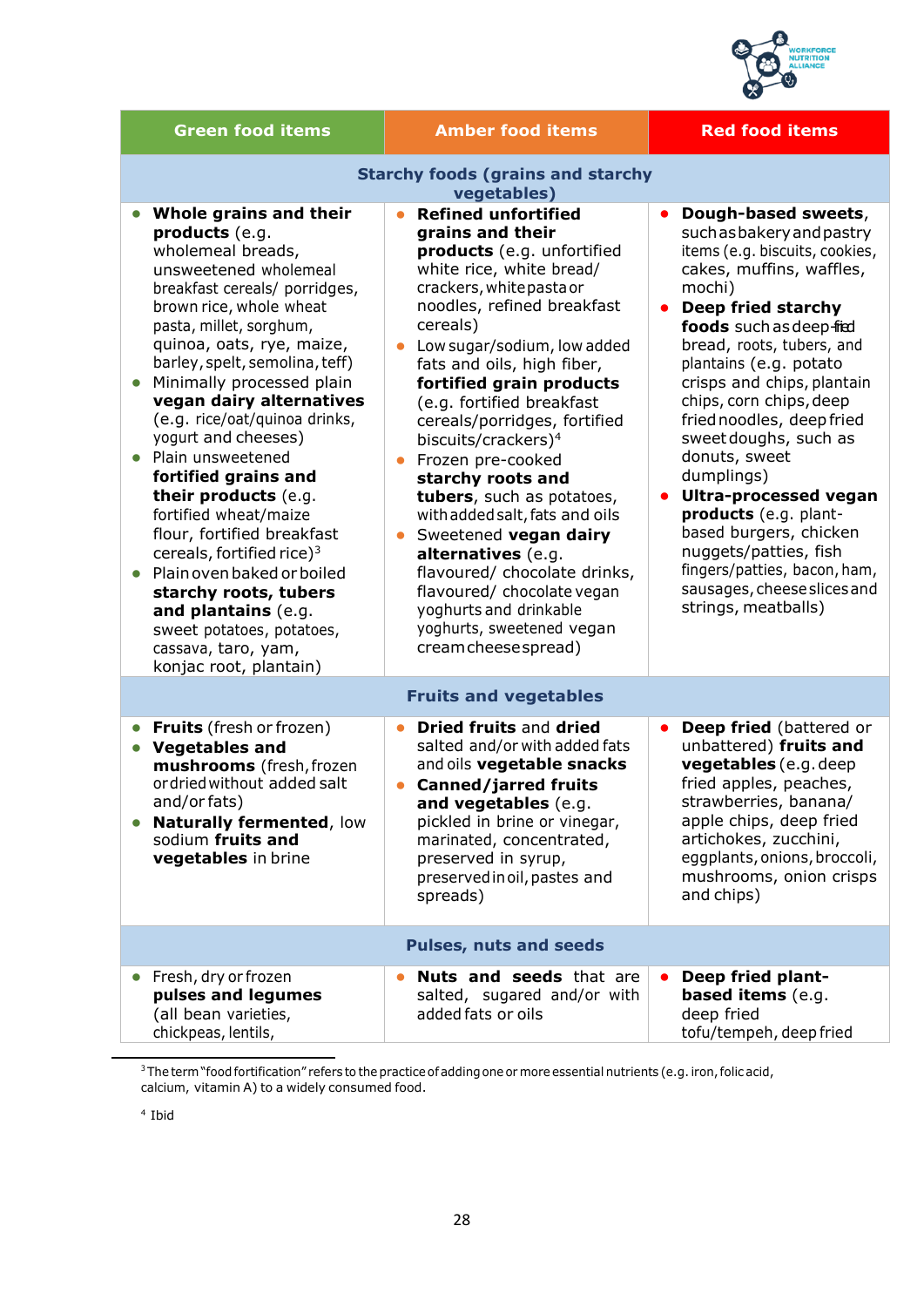| Green food items | Amber food items | Red food items |
|---|---|---|
| **Starchy foods (grains and starchy vegetables)** | | |
| • **Whole grains and their products** (e.g. wholemeal breads, unsweetened wholemeal breakfast cereals/ porridges, brown rice, whole wheat pasta, millet, sorghum, quinoa, oats, rye, maize, barley, spelt, semolina, teff)<br>• Minimally processed plain **vegan dairy alternatives** (e.g. rice/oat/quinoa drinks, yogurt and cheeses)<br>• Plain unsweetened **fortified grains and their products** (e.g. fortified wheat/maize flour, fortified breakfast cereals, fortified rice)[3]<br>• Plain oven baked or boiled **starchy roots, tubers and plantains** (e.g. sweet potatoes, potatoes, cassava, taro, yam, konjac root, plantain) | • **Refined unfortified grains and their products** (e.g. unfortified white rice, white bread/ crackers, white pasta or noodles, refined breakfast cereals)<br>• Low sugar/sodium, low added fats and oils, high fiber, **fortified grain products** (e.g. fortified breakfast cereals/porridges, fortified biscuits/crackers)[4]<br>• Frozen pre-cooked **starchy roots and tubers**, such as potatoes, with added salt, fats and oils<br>• Sweetened **vegan dairy alternatives** (e.g. flavoured/ chocolate drinks, flavoured/ chocolate vegan yoghurts and drinkable yoghurts, sweetened vegan cream cheese spread) | • **Dough-based sweets,** such as bakery and pastry items (e.g. biscuits, cookies, cakes, muffins, waffles, mochi)<br>• **Deep fried starchy foods** such as deep-fried bread, roots, tubers, and plantains (e.g. potato crisps and chips, plantain chips, corn chips, deep fried noodles, deep fried sweet doughs, such as donuts, sweet dumplings)<br>• **Ultra-processed vegan products** (e.g. plant-based burgers, chicken nuggets/patties, fish fingers/patties, bacon, ham, sausages, cheese slices and strings, meatballs) |
| **Fruits and vegetables** | | |
| • **Fruits** (fresh or frozen)<br>• **Vegetables and mushrooms** (fresh, frozen or dried without added salt and/or fats)<br>• **Naturally fermented**, low sodium **fruits and vegetables** in brine | • **Dried fruits** and **dried** salted and/or with added fats and oils **vegetable snacks**<br>• **Canned/jarred fruits and vegetables** (e.g. pickled in brine or vinegar, marinated, concentrated, preserved in syrup, preserved in oil, pastes and spreads) | • **Deep fried** (battered or unbattered) **fruits and vegetables** (e.g. deep fried apples, peaches, strawberries, banana/ apple chips, deep fried artichokes, zucchini, eggplants, onions, broccoli, mushrooms, onion crisps and chips) |
| **Pulses, nuts and seeds** | | |
| • Fresh, dry or frozen **pulses and legumes** (all bean varieties, chickpeas, lentils, | • **Nuts and seeds** that are salted, sugared and/or with added fats or oils | • **Deep fried plant-based items** (e.g. deep fried tofu/tempeh, deep fried |

[3] The term "food fortification" refers to the practice of adding one or more essential nutrients (e.g. iron, folic acid, calcium, vitamin A) to a widely consumed food.

[4] Ibid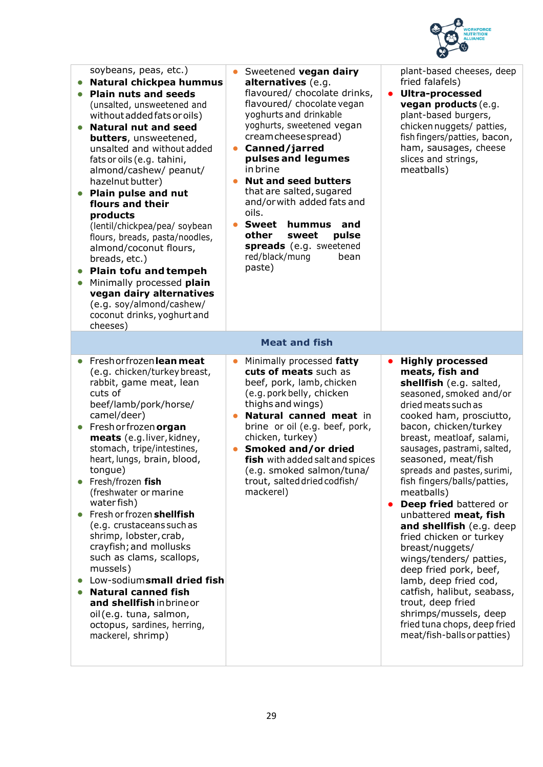| | | |
|---|---|---|
| soybeans, peas, etc.)<br>• **Natural chickpea hummus**<br>• **Plain nuts and seeds** (unsalted, unsweetened and without added fats or oils)<br>• **Natural nut and seed butters**, unsweetened, unsalted and without added fats or oils (e.g. tahini, almond/cashew/ peanut/ hazelnut butter)<br>• **Plain pulse and nut flours and their products** (lentil/chickpea/pea/ soybean flours, breads, pasta/noodles, almond/coconut flours, breads, etc.)<br>• **Plain tofu and tempeh**<br>• Minimally processed **plain vegan dairy alternatives** (e.g. soy/almond/cashew/ coconut drinks, yoghurt and cheeses) | • Sweetened **vegan dairy alternatives** (e.g. flavoured/ chocolate drinks, flavoured/ chocolate vegan yoghurts and drinkable yoghurts, sweetened vegan cream cheese spread)<br>• **Canned/jarred pulses and legumes** in brine<br>• **Nut and seed butters** that are salted, sugared and/or with added fats and oils.<br>• **Sweet hummus and other sweet pulse spreads** (e.g. sweetened red/black/mung bean paste) | plant-based cheeses, deep fried falafels)<br>• **Ultra-processed vegan products** (e.g. plant-based burgers, chicken nuggets/ patties, fish fingers/patties, bacon, ham, sausages, cheese slices and strings, meatballs) |
| **Meat and fish** | | |
| • Fresh or frozen **lean meat** (e.g. chicken/turkey breast, rabbit, game meat, lean cuts of beef/lamb/pork/horse/ camel/deer)<br>• Fresh or frozen **organ meats** (e.g. liver, kidney, stomach, tripe/intestines, heart, lungs, brain, blood, tongue)<br>• Fresh/frozen **fish** (freshwater or marine water fish)<br>• Fresh or frozen **shellfish** (e.g. crustaceans such as shrimp, lobster, crab, crayfish; and mollusks such as clams, scallops, mussels)<br>• Low-sodium **small dried fish**<br>• **Natural canned fish and shellfish** in brine or oil (e.g. tuna, salmon, octopus, sardines, herring, mackerel, shrimp) | • Minimally processed **fatty cuts of meats** such as beef, pork, lamb, chicken (e.g. pork belly, chicken thighs and wings)<br>• **Natural canned meat** in brine or oil (e.g. beef, pork, chicken, turkey)<br>• **Smoked and/or dried fish** with added salt and spices (e.g. smoked salmon/tuna/ trout, salted dried codfish/ mackerel) | • **Highly processed meats, fish and shellfish** (e.g. salted, seasoned, smoked and/or dried meats such as cooked ham, prosciutto, bacon, chicken/turkey breast, meatloaf, salami, sausages, pastrami, salted, seasoned, meat/fish spreads and pastes, surimi, fish fingers/balls/patties, meatballs)<br>• **Deep fried** battered or unbattered **meat, fish and shellfish** (e.g. deep fried chicken or turkey breast/nuggets/ wings/tenders/ patties, deep fried pork, beef, lamb, deep fried cod, catfish, halibut, seabass, trout, deep fried shrimps/mussels, deep fried tuna chops, deep fried meat/fish-balls or patties) |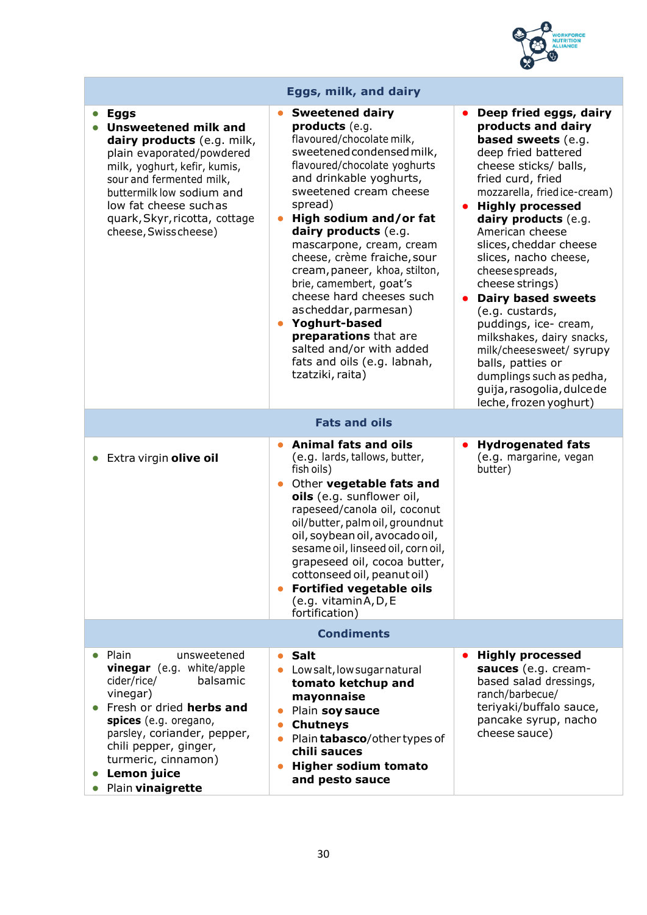| Eggs, milk, and dairy | | |
|---|---|---|
| • **Eggs**<br>• **Unsweetened milk and dairy products** (e.g. milk, plain evaporated/powdered milk, yoghurt, kefir, kumis, sour and fermented milk, buttermilk low sodium and low fat cheese such as quark, Skyr, ricotta, cottage cheese, Swiss cheese) | • **Sweetened dairy products** (e.g. flavoured/chocolate milk, sweetened condensed milk, flavoured/chocolate yoghurts and drinkable yoghurts, sweetened cream cheese spread)<br>• **High sodium and/or fat dairy products** (e.g. mascarpone, cream, cream cheese, crème fraiche, sour cream, paneer, khoa, stilton, brie, camembert, goat's cheese hard cheeses such as cheddar, parmesan)<br>• **Yoghurt-based preparations** that are salted and/or with added fats and oils (e.g. labnah, tzatziki, raita) | • **Deep fried eggs, dairy products and dairy based sweets** (e.g. deep fried battered cheese sticks/ balls, fried curd, fried mozzarella, fried ice-cream)<br>• **Highly processed dairy products** (e.g. American cheese slices, cheddar cheese slices, nacho cheese, cheese spreads, cheese strings)<br>• **Dairy based sweets** (e.g. custards, puddings, ice- cream, milkshakes, dairy snacks, milk/cheese sweet/ syrupy balls, patties or dumplings such as pedha, guija, rasogolia, dulce de leche, frozen yoghurt) |
| **Fats and oils** | | |
| • Extra virgin **olive oil** | • **Animal fats and oils** (e.g. lards, tallows, butter, fish oils)<br>• Other **vegetable fats and oils** (e.g. sunflower oil, rapeseed/canola oil, coconut oil/butter, palm oil, groundnut oil, soybean oil, avocado oil, sesame oil, linseed oil, corn oil, grapeseed oil, cocoa butter, cottonseed oil, peanut oil)<br>• **Fortified vegetable oils** (e.g. vitamin A, D, E fortification) | • **Hydrogenated fats** (e.g. margarine, vegan butter) |
| **Condiments** | | |
| • Plain unsweetened **vinegar** (e.g. white/apple cider/rice/ balsamic vinegar)<br>• Fresh or dried **herbs and spices** (e.g. oregano, parsley, coriander, pepper, chili pepper, ginger, turmeric, cinnamon)<br>• **Lemon juice**<br>• Plain **vinaigrette** | • **Salt**<br>• Low salt, low sugar natural **tomato ketchup and mayonnaise**<br>• Plain **soy sauce**<br>• **Chutneys**<br>• Plain **tabasco**/other types of **chili sauces**<br>• **Higher sodium tomato and pesto sauce** | • **Highly processed sauces** (e.g. cream-based salad dressings, ranch/barbecue/ teriyaki/buffalo sauce, pancake syrup, nacho cheese sauce) |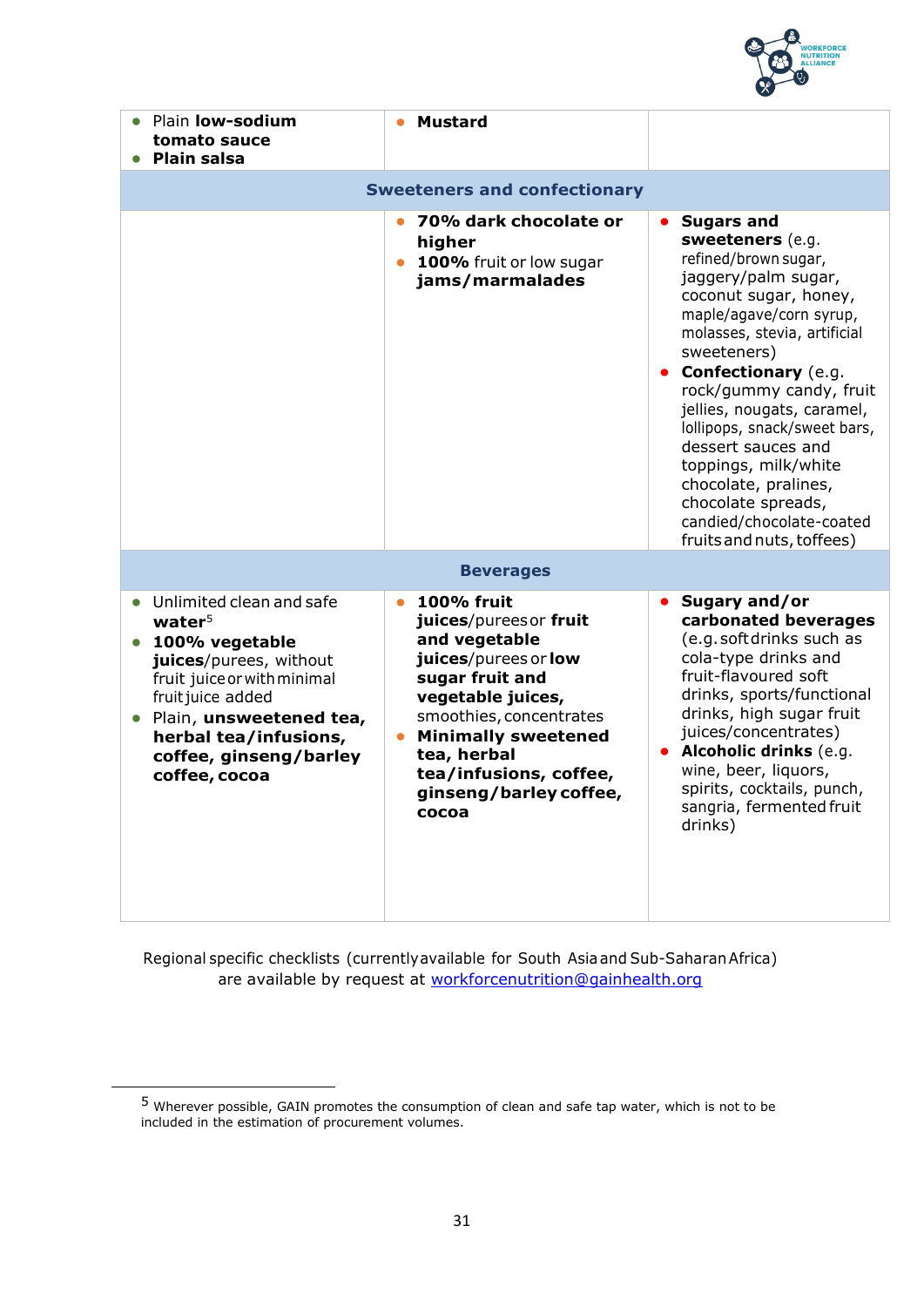| | | |
|---|---|---|
| • Plain **low-sodium tomato sauce**<br>• **Plain salsa** | • **Mustard** | |
| **Sweeteners and confectionary** | | |
| | • **70% dark chocolate or higher**<br>• **100%** fruit or low sugar **jams/marmalades** | • **Sugars and sweeteners** (e.g. refined/brown sugar, jaggery/palm sugar, coconut sugar, honey, maple/agave/corn syrup, molasses, stevia, artificial sweeteners)<br>• **Confectionary** (e.g. rock/gummy candy, fruit jellies, nougats, caramel, lollipops, snack/sweet bars, dessert sauces and toppings, milk/white chocolate, pralines, chocolate spreads, candied/chocolate-coated fruits and nuts, toffees) |
| **Beverages** | | |
| • Unlimited clean and safe **water**[5]<br>• **100% vegetable juices**/purees, without fruit juice or with minimal fruit juice added<br>• Plain, **unsweetened tea, herbal tea/infusions, coffee, ginseng/barley coffee, cocoa** | • **100% fruit juices**/purees or **fruit and vegetable juices**/purees or **low sugar fruit and vegetable juices,** smoothies, concentrates<br>• **Minimally sweetened tea, herbal tea/infusions, coffee, ginseng/barley coffee, cocoa** | • **Sugary and/or carbonated beverages** (e.g. soft drinks such as cola-type drinks and fruit-flavoured soft drinks, sports/functional drinks, high sugar fruit juices/concentrates)<br>• **Alcoholic drinks** (e.g. wine, beer, liquors, spirits, cocktails, punch, sangria, fermented fruit drinks) |

Regional specific checklists (currently available for South Asia and Sub-Saharan Africa) are available by request at workforcenutrition@gainhealth.org

[5] Wherever possible, GAIN promotes the consumption of clean and safe tap water, which is not to be included in the estimation of procurement volumes.